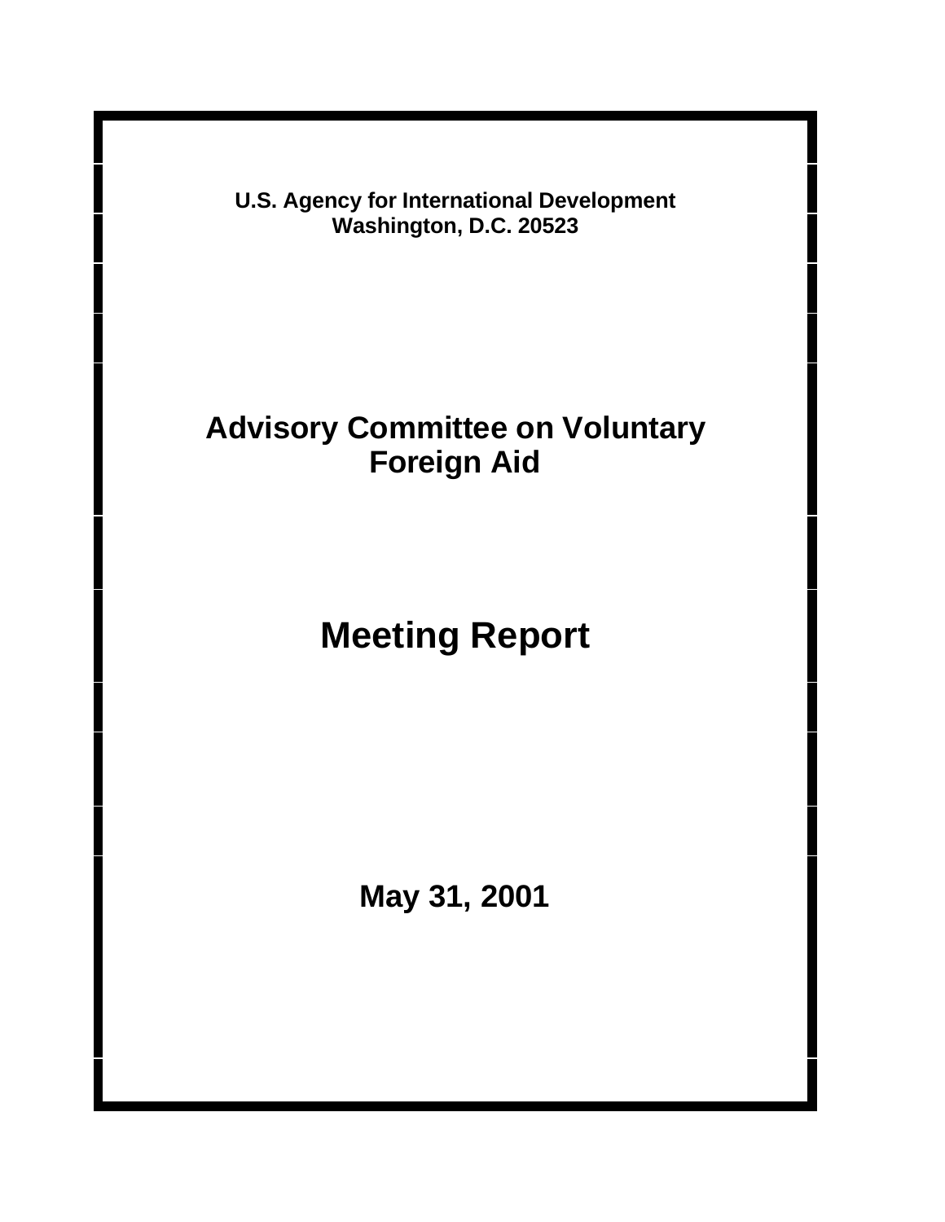**U.S. Agency for International Development**
**Washington, D.C. 20523**

# Advisory Committee on Voluntary Foreign Aid

# Meeting Report

**May 31, 2001**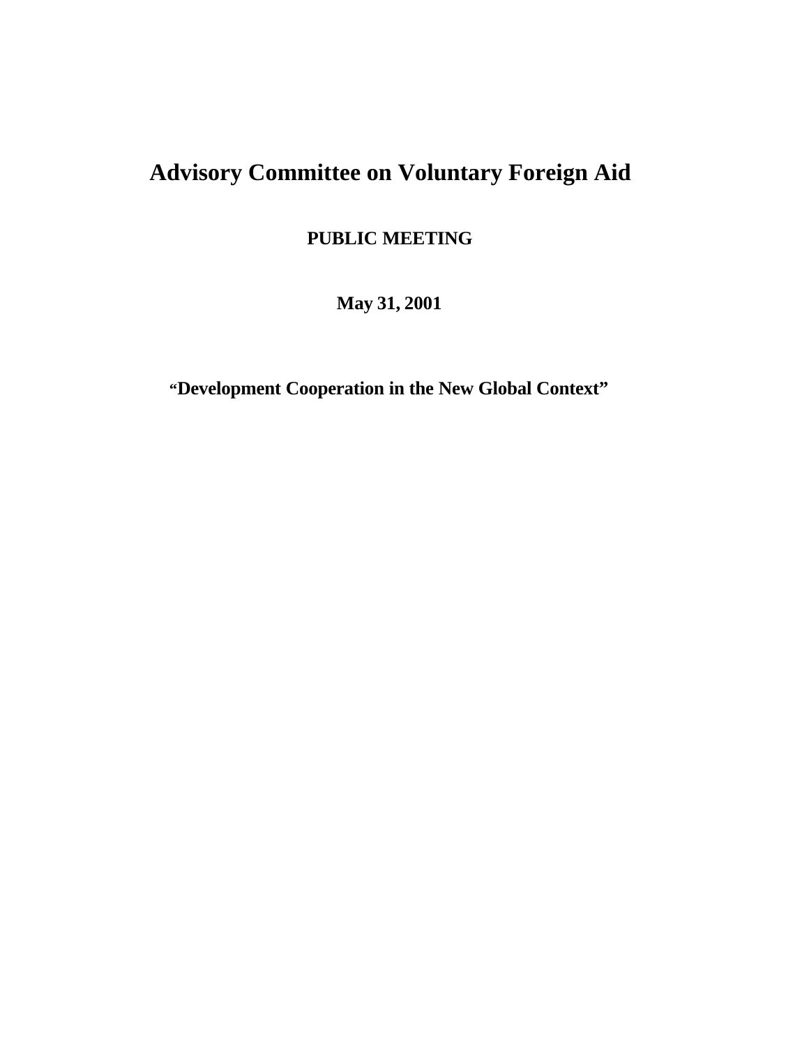# Advisory Committee on Voluntary Foreign Aid

**PUBLIC MEETING**

**May 31, 2001**

**"Development Cooperation in the New Global Context"**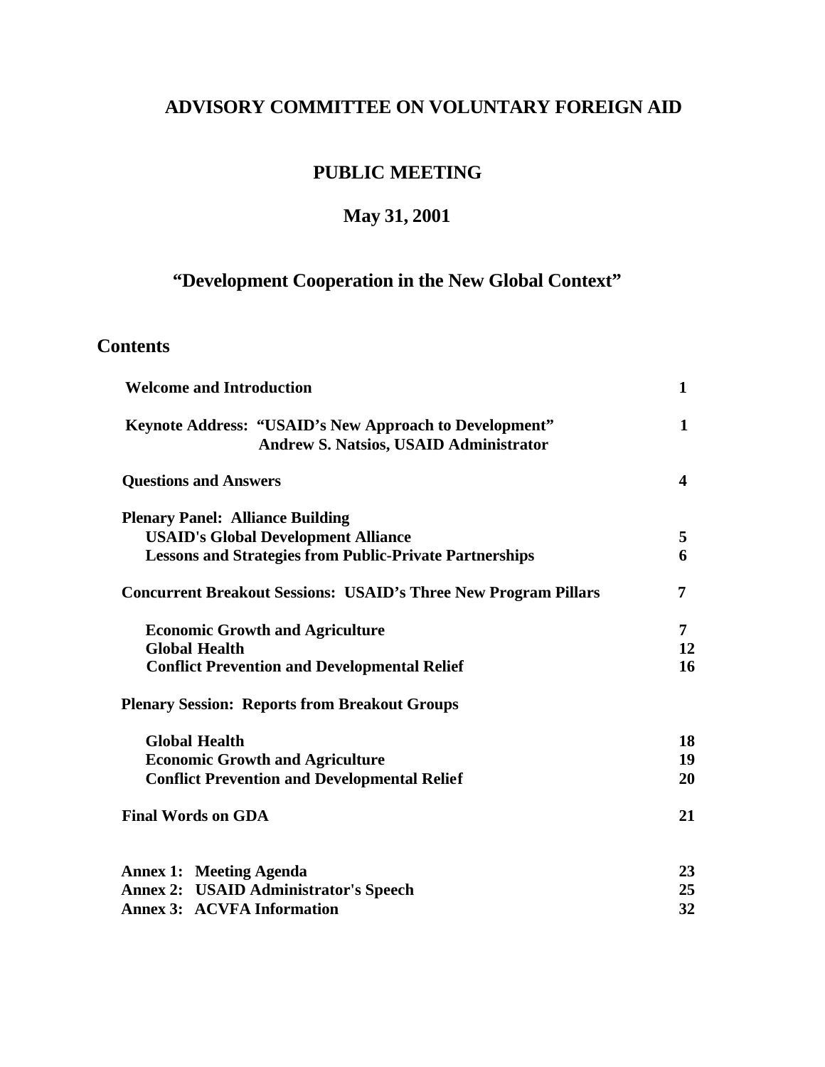# ADVISORY COMMITTEE ON VOLUNTARY FOREIGN AID

## PUBLIC MEETING

## May 31, 2001

## "Development Cooperation in the New Global Context"

## Contents

| | |
|---|---|
| **Welcome and Introduction** | **1** |
| **Keynote Address: "USAID's New Approach to Development"** <br> **Andrew S. Natsios, USAID Administrator** | **1** |
| **Questions and Answers** | **4** |
| **Plenary Panel: Alliance Building** | |
| **USAID's Global Development Alliance** | **5** |
| **Lessons and Strategies from Public-Private Partnerships** | **6** |
| **Concurrent Breakout Sessions: USAID's Three New Program Pillars** | **7** |
| **Economic Growth and Agriculture** | **7** |
| **Global Health** | **12** |
| **Conflict Prevention and Developmental Relief** | **16** |
| **Plenary Session: Reports from Breakout Groups** | |
| **Global Health** | **18** |
| **Economic Growth and Agriculture** | **19** |
| **Conflict Prevention and Developmental Relief** | **20** |
| **Final Words on GDA** | **21** |
| **Annex 1: Meeting Agenda** | **23** |
| **Annex 2: USAID Administrator's Speech** | **25** |
| **Annex 3: ACVFA Information** | **32** |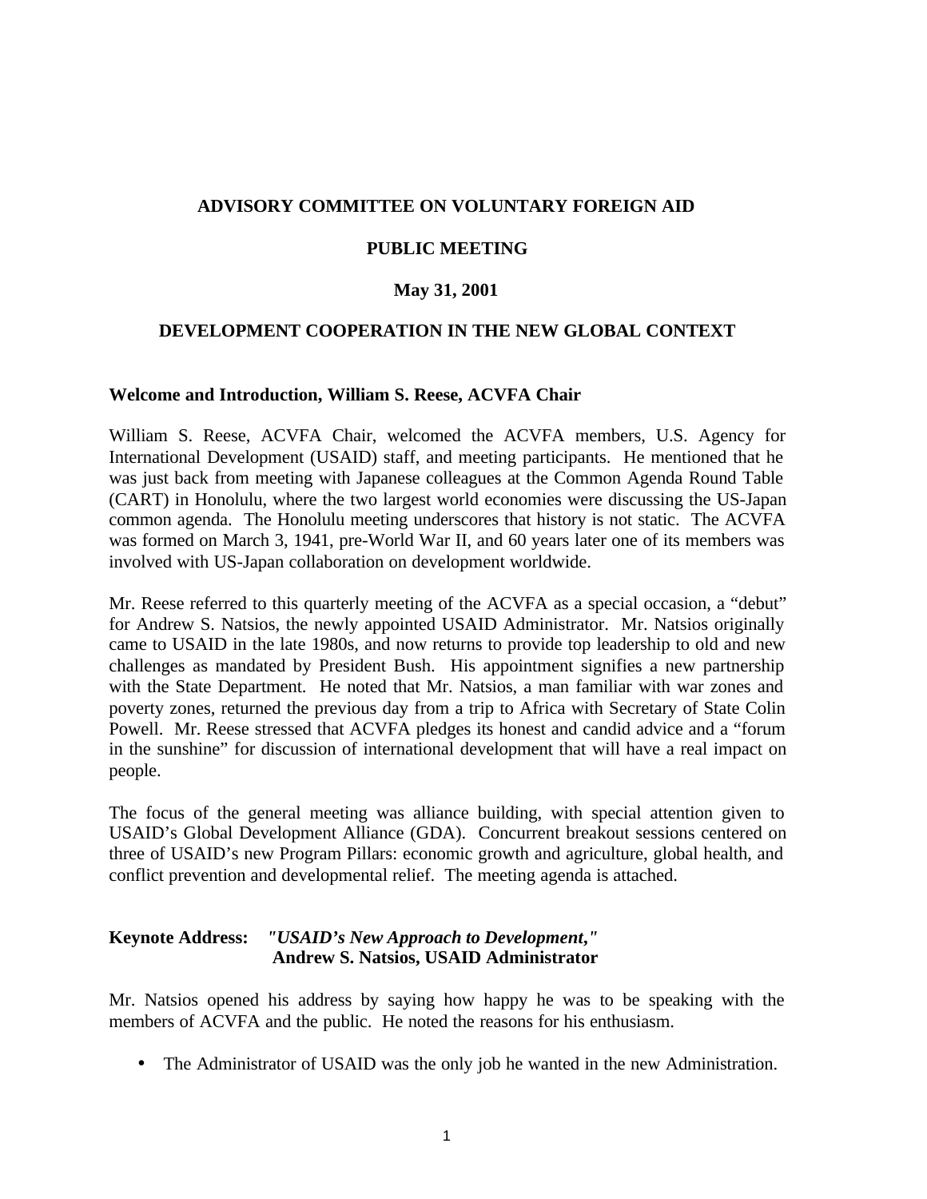# ADVISORY COMMITTEE ON VOLUNTARY FOREIGN AID

## PUBLIC MEETING

## May 31, 2001

## DEVELOPMENT COOPERATION IN THE NEW GLOBAL CONTEXT

### Welcome and Introduction, William S. Reese, ACVFA Chair

William S. Reese, ACVFA Chair, welcomed the ACVFA members, U.S. Agency for International Development (USAID) staff, and meeting participants. He mentioned that he was just back from meeting with Japanese colleagues at the Common Agenda Round Table (CART) in Honolulu, where the two largest world economies were discussing the US-Japan common agenda. The Honolulu meeting underscores that history is not static. The ACVFA was formed on March 3, 1941, pre-World War II, and 60 years later one of its members was involved with US-Japan collaboration on development worldwide.

Mr. Reese referred to this quarterly meeting of the ACVFA as a special occasion, a "debut" for Andrew S. Natsios, the newly appointed USAID Administrator. Mr. Natsios originally came to USAID in the late 1980s, and now returns to provide top leadership to old and new challenges as mandated by President Bush. His appointment signifies a new partnership with the State Department. He noted that Mr. Natsios, a man familiar with war zones and poverty zones, returned the previous day from a trip to Africa with Secretary of State Colin Powell. Mr. Reese stressed that ACVFA pledges its honest and candid advice and a "forum in the sunshine" for discussion of international development that will have a real impact on people.

The focus of the general meeting was alliance building, with special attention given to USAID's Global Development Alliance (GDA). Concurrent breakout sessions centered on three of USAID's new Program Pillars: economic growth and agriculture, global health, and conflict prevention and developmental relief. The meeting agenda is attached.

### Keynote Address: *"USAID's New Approach to Development,"* Andrew S. Natsios, USAID Administrator

Mr. Natsios opened his address by saying how happy he was to be speaking with the members of ACVFA and the public. He noted the reasons for his enthusiasm.

- The Administrator of USAID was the only job he wanted in the new Administration.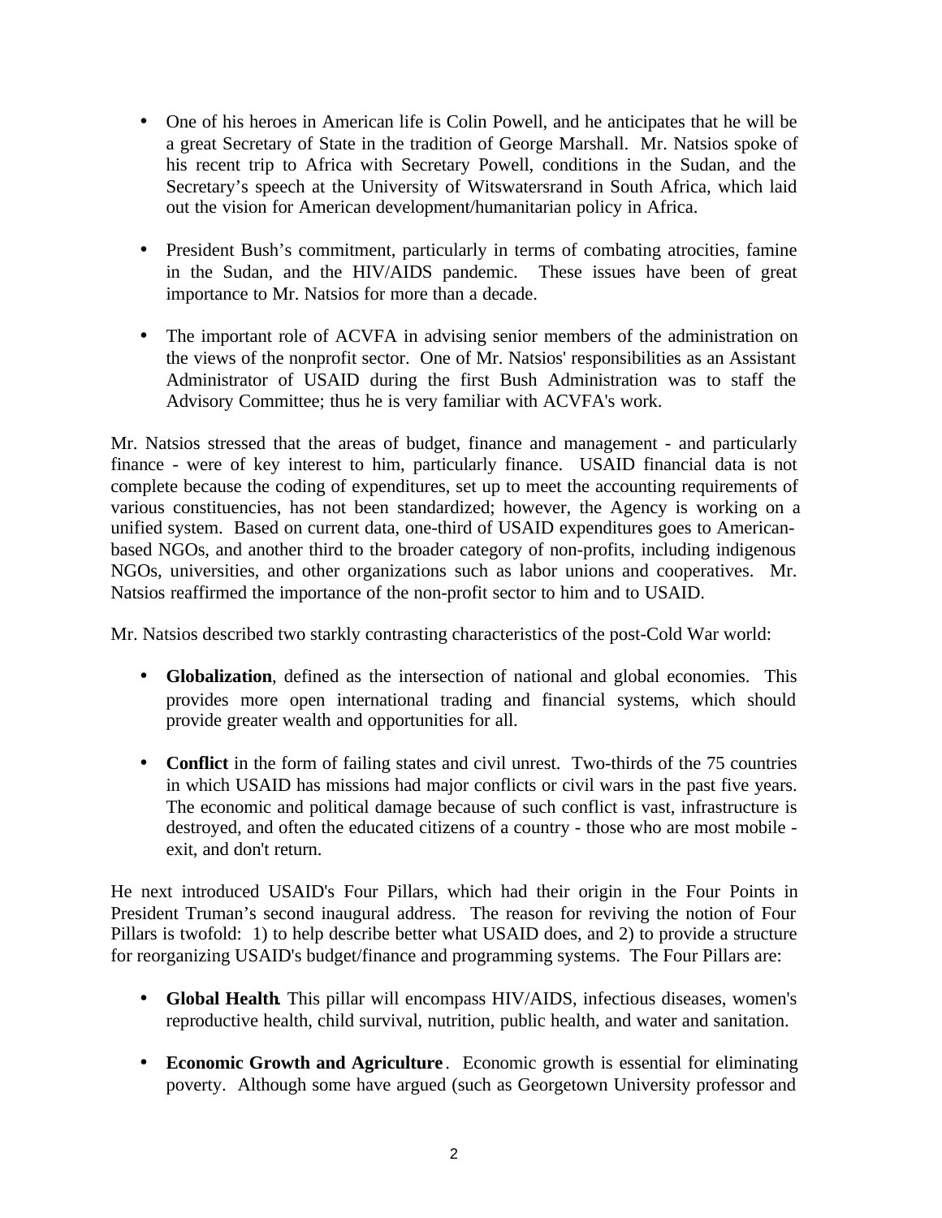- One of his heroes in American life is Colin Powell, and he anticipates that he will be a great Secretary of State in the tradition of George Marshall. Mr. Natsios spoke of his recent trip to Africa with Secretary Powell, conditions in the Sudan, and the Secretary's speech at the University of Witswatersrand in South Africa, which laid out the vision for American development/humanitarian policy in Africa.

- President Bush's commitment, particularly in terms of combating atrocities, famine in the Sudan, and the HIV/AIDS pandemic. These issues have been of great importance to Mr. Natsios for more than a decade.

- The important role of ACVFA in advising senior members of the administration on the views of the nonprofit sector. One of Mr. Natsios' responsibilities as an Assistant Administrator of USAID during the first Bush Administration was to staff the Advisory Committee; thus he is very familiar with ACVFA's work.

Mr. Natsios stressed that the areas of budget, finance and management - and particularly finance - were of key interest to him, particularly finance. USAID financial data is not complete because the coding of expenditures, set up to meet the accounting requirements of various constituencies, has not been standardized; however, the Agency is working on a unified system. Based on current data, one-third of USAID expenditures goes to American-based NGOs, and another third to the broader category of non-profits, including indigenous NGOs, universities, and other organizations such as labor unions and cooperatives. Mr. Natsios reaffirmed the importance of the non-profit sector to him and to USAID.

Mr. Natsios described two starkly contrasting characteristics of the post-Cold War world:

- **Globalization**, defined as the intersection of national and global economies. This provides more open international trading and financial systems, which should provide greater wealth and opportunities for all.

- **Conflict** in the form of failing states and civil unrest. Two-thirds of the 75 countries in which USAID has missions had major conflicts or civil wars in the past five years. The economic and political damage because of such conflict is vast, infrastructure is destroyed, and often the educated citizens of a country - those who are most mobile - exit, and don't return.

He next introduced USAID's Four Pillars, which had their origin in the Four Points in President Truman's second inaugural address. The reason for reviving the notion of Four Pillars is twofold: 1) to help describe better what USAID does, and 2) to provide a structure for reorganizing USAID's budget/finance and programming systems. The Four Pillars are:

- **Global Health**. This pillar will encompass HIV/AIDS, infectious diseases, women's reproductive health, child survival, nutrition, public health, and water and sanitation.

- **Economic Growth and Agriculture**. Economic growth is essential for eliminating poverty. Although some have argued (such as Georgetown University professor and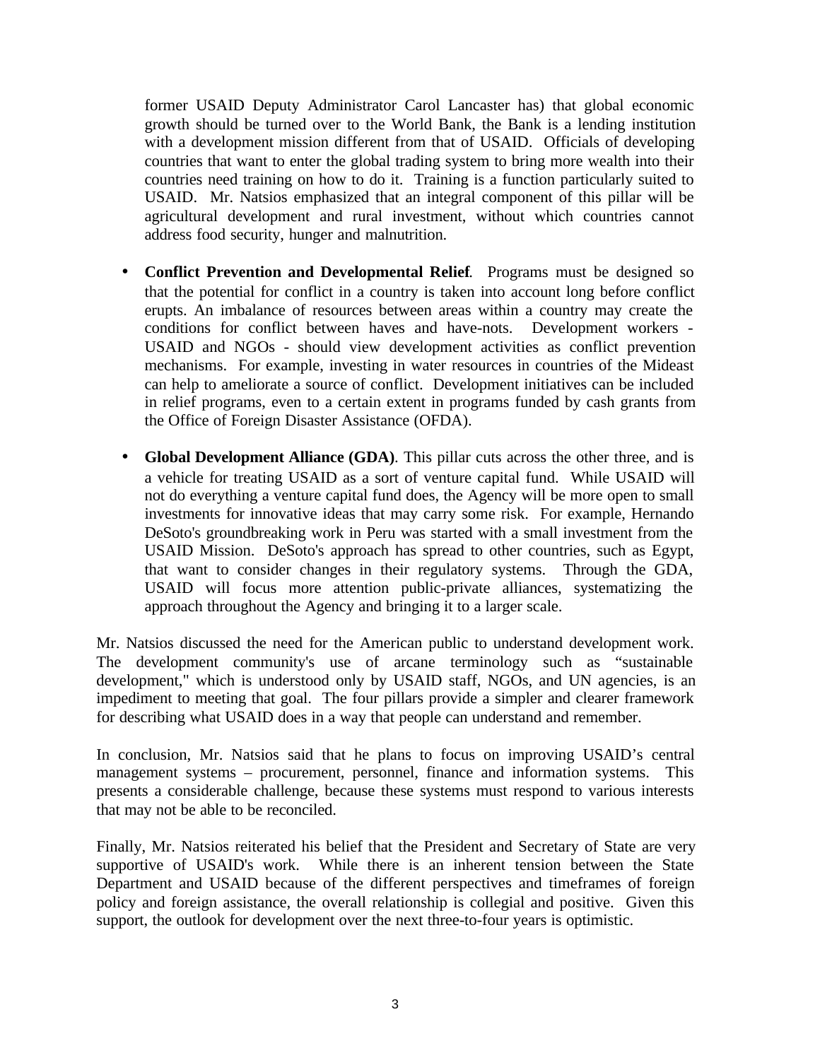former USAID Deputy Administrator Carol Lancaster has) that global economic growth should be turned over to the World Bank, the Bank is a lending institution with a development mission different from that of USAID. Officials of developing countries that want to enter the global trading system to bring more wealth into their countries need training on how to do it. Training is a function particularly suited to USAID. Mr. Natsios emphasized that an integral component of this pillar will be agricultural development and rural investment, without which countries cannot address food security, hunger and malnutrition.

- **Conflict Prevention and Developmental Relief**. Programs must be designed so that the potential for conflict in a country is taken into account long before conflict erupts. An imbalance of resources between areas within a country may create the conditions for conflict between haves and have-nots. Development workers - USAID and NGOs - should view development activities as conflict prevention mechanisms. For example, investing in water resources in countries of the Mideast can help to ameliorate a source of conflict. Development initiatives can be included in relief programs, even to a certain extent in programs funded by cash grants from the Office of Foreign Disaster Assistance (OFDA).

- **Global Development Alliance (GDA)**. This pillar cuts across the other three, and is a vehicle for treating USAID as a sort of venture capital fund. While USAID will not do everything a venture capital fund does, the Agency will be more open to small investments for innovative ideas that may carry some risk. For example, Hernando DeSoto's groundbreaking work in Peru was started with a small investment from the USAID Mission. DeSoto's approach has spread to other countries, such as Egypt, that want to consider changes in their regulatory systems. Through the GDA, USAID will focus more attention public-private alliances, systematizing the approach throughout the Agency and bringing it to a larger scale.

Mr. Natsios discussed the need for the American public to understand development work. The development community's use of arcane terminology such as "sustainable development," which is understood only by USAID staff, NGOs, and UN agencies, is an impediment to meeting that goal. The four pillars provide a simpler and clearer framework for describing what USAID does in a way that people can understand and remember.

In conclusion, Mr. Natsios said that he plans to focus on improving USAID's central management systems – procurement, personnel, finance and information systems. This presents a considerable challenge, because these systems must respond to various interests that may not be able to be reconciled.

Finally, Mr. Natsios reiterated his belief that the President and Secretary of State are very supportive of USAID's work. While there is an inherent tension between the State Department and USAID because of the different perspectives and timeframes of foreign policy and foreign assistance, the overall relationship is collegial and positive. Given this support, the outlook for development over the next three-to-four years is optimistic.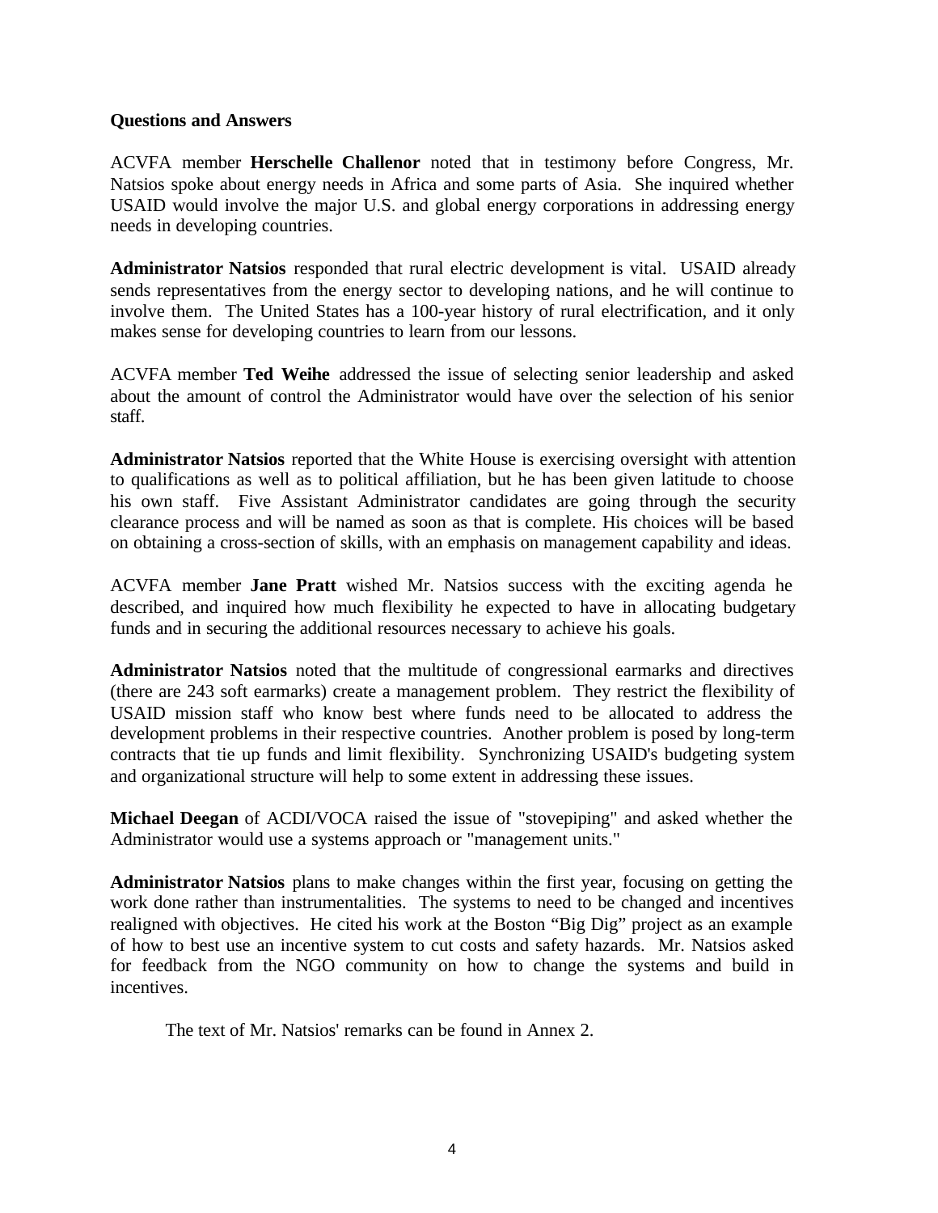**Questions and Answers**

ACVFA member **Herschelle Challenor** noted that in testimony before Congress, Mr. Natsios spoke about energy needs in Africa and some parts of Asia. She inquired whether USAID would involve the major U.S. and global energy corporations in addressing energy needs in developing countries.

**Administrator Natsios** responded that rural electric development is vital. USAID already sends representatives from the energy sector to developing nations, and he will continue to involve them. The United States has a 100-year history of rural electrification, and it only makes sense for developing countries to learn from our lessons.

ACVFA member **Ted Weihe** addressed the issue of selecting senior leadership and asked about the amount of control the Administrator would have over the selection of his senior staff.

**Administrator Natsios** reported that the White House is exercising oversight with attention to qualifications as well as to political affiliation, but he has been given latitude to choose his own staff. Five Assistant Administrator candidates are going through the security clearance process and will be named as soon as that is complete. His choices will be based on obtaining a cross-section of skills, with an emphasis on management capability and ideas.

ACVFA member **Jane Pratt** wished Mr. Natsios success with the exciting agenda he described, and inquired how much flexibility he expected to have in allocating budgetary funds and in securing the additional resources necessary to achieve his goals.

**Administrator Natsios** noted that the multitude of congressional earmarks and directives (there are 243 soft earmarks) create a management problem. They restrict the flexibility of USAID mission staff who know best where funds need to be allocated to address the development problems in their respective countries. Another problem is posed by long-term contracts that tie up funds and limit flexibility. Synchronizing USAID's budgeting system and organizational structure will help to some extent in addressing these issues.

**Michael Deegan** of ACDI/VOCA raised the issue of "stovepiping" and asked whether the Administrator would use a systems approach or "management units."

**Administrator Natsios** plans to make changes within the first year, focusing on getting the work done rather than instrumentalities. The systems to need to be changed and incentives realigned with objectives. He cited his work at the Boston "Big Dig" project as an example of how to best use an incentive system to cut costs and safety hazards. Mr. Natsios asked for feedback from the NGO community on how to change the systems and build in incentives.

The text of Mr. Natsios' remarks can be found in Annex 2.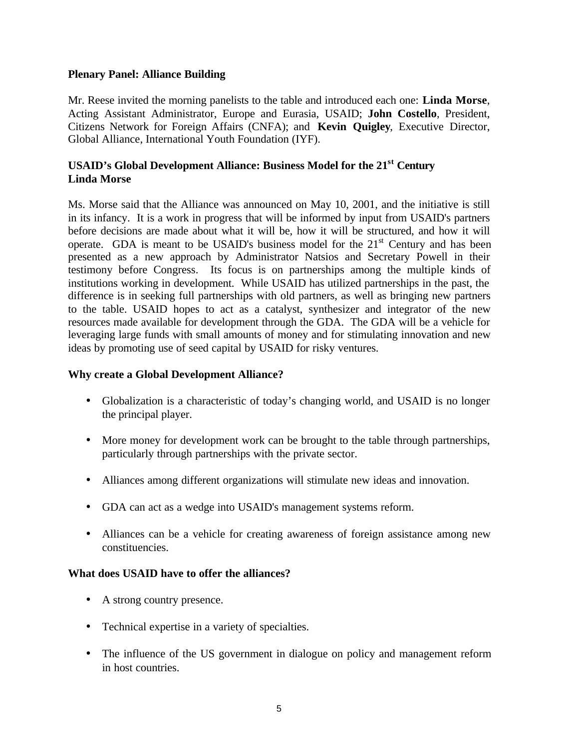**Plenary Panel: Alliance Building**

Mr. Reese invited the morning panelists to the table and introduced each one: **Linda Morse**, Acting Assistant Administrator, Europe and Eurasia, USAID; **John Costello**, President, Citizens Network for Foreign Affairs (CNFA); and **Kevin Quigley**, Executive Director, Global Alliance, International Youth Foundation (IYF).

**USAID's Global Development Alliance: Business Model for the 21st Century**
**Linda Morse**

Ms. Morse said that the Alliance was announced on May 10, 2001, and the initiative is still in its infancy. It is a work in progress that will be informed by input from USAID's partners before decisions are made about what it will be, how it will be structured, and how it will operate. GDA is meant to be USAID's business model for the 21st Century and has been presented as a new approach by Administrator Natsios and Secretary Powell in their testimony before Congress. Its focus is on partnerships among the multiple kinds of institutions working in development. While USAID has utilized partnerships in the past, the difference is in seeking full partnerships with old partners, as well as bringing new partners to the table. USAID hopes to act as a catalyst, synthesizer and integrator of the new resources made available for development through the GDA. The GDA will be a vehicle for leveraging large funds with small amounts of money and for stimulating innovation and new ideas by promoting use of seed capital by USAID for risky ventures.

**Why create a Global Development Alliance?**

- Globalization is a characteristic of today's changing world, and USAID is no longer the principal player.
- More money for development work can be brought to the table through partnerships, particularly through partnerships with the private sector.
- Alliances among different organizations will stimulate new ideas and innovation.
- GDA can act as a wedge into USAID's management systems reform.
- Alliances can be a vehicle for creating awareness of foreign assistance among new constituencies.

**What does USAID have to offer the alliances?**

- A strong country presence.
- Technical expertise in a variety of specialties.
- The influence of the US government in dialogue on policy and management reform in host countries.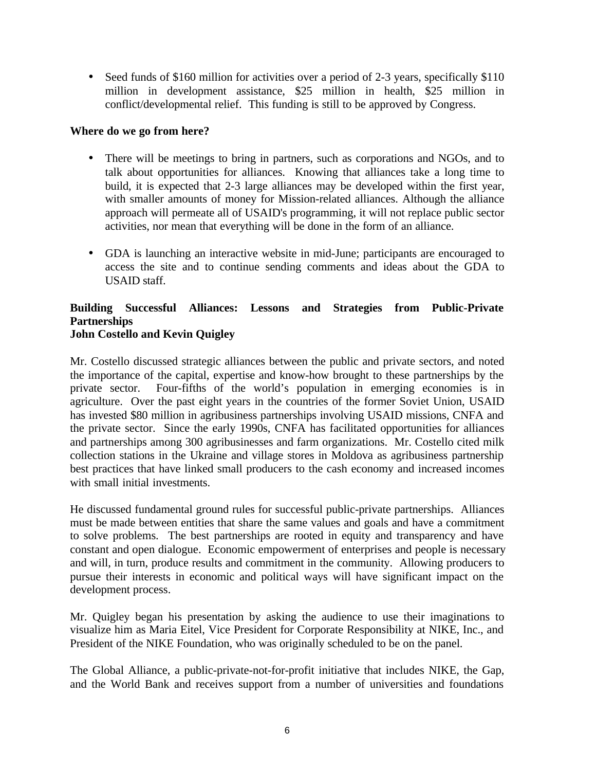- Seed funds of $160 million for activities over a period of 2-3 years, specifically $110 million in development assistance, $25 million in health, $25 million in conflict/developmental relief. This funding is still to be approved by Congress.

**Where do we go from here?**

- There will be meetings to bring in partners, such as corporations and NGOs, and to talk about opportunities for alliances. Knowing that alliances take a long time to build, it is expected that 2-3 large alliances may be developed within the first year, with smaller amounts of money for Mission-related alliances. Although the alliance approach will permeate all of USAID's programming, it will not replace public sector activities, nor mean that everything will be done in the form of an alliance.

- GDA is launching an interactive website in mid-June; participants are encouraged to access the site and to continue sending comments and ideas about the GDA to USAID staff.

**Building Successful Alliances: Lessons and Strategies from Public-Private Partnerships**
**John Costello and Kevin Quigley**

Mr. Costello discussed strategic alliances between the public and private sectors, and noted the importance of the capital, expertise and know-how brought to these partnerships by the private sector. Four-fifths of the world's population in emerging economies is in agriculture. Over the past eight years in the countries of the former Soviet Union, USAID has invested $80 million in agribusiness partnerships involving USAID missions, CNFA and the private sector. Since the early 1990s, CNFA has facilitated opportunities for alliances and partnerships among 300 agribusinesses and farm organizations. Mr. Costello cited milk collection stations in the Ukraine and village stores in Moldova as agribusiness partnership best practices that have linked small producers to the cash economy and increased incomes with small initial investments.

He discussed fundamental ground rules for successful public-private partnerships. Alliances must be made between entities that share the same values and goals and have a commitment to solve problems. The best partnerships are rooted in equity and transparency and have constant and open dialogue. Economic empowerment of enterprises and people is necessary and will, in turn, produce results and commitment in the community. Allowing producers to pursue their interests in economic and political ways will have significant impact on the development process.

Mr. Quigley began his presentation by asking the audience to use their imaginations to visualize him as Maria Eitel, Vice President for Corporate Responsibility at NIKE, Inc., and President of the NIKE Foundation, who was originally scheduled to be on the panel.

The Global Alliance, a public-private-not-for-profit initiative that includes NIKE, the Gap, and the World Bank and receives support from a number of universities and foundations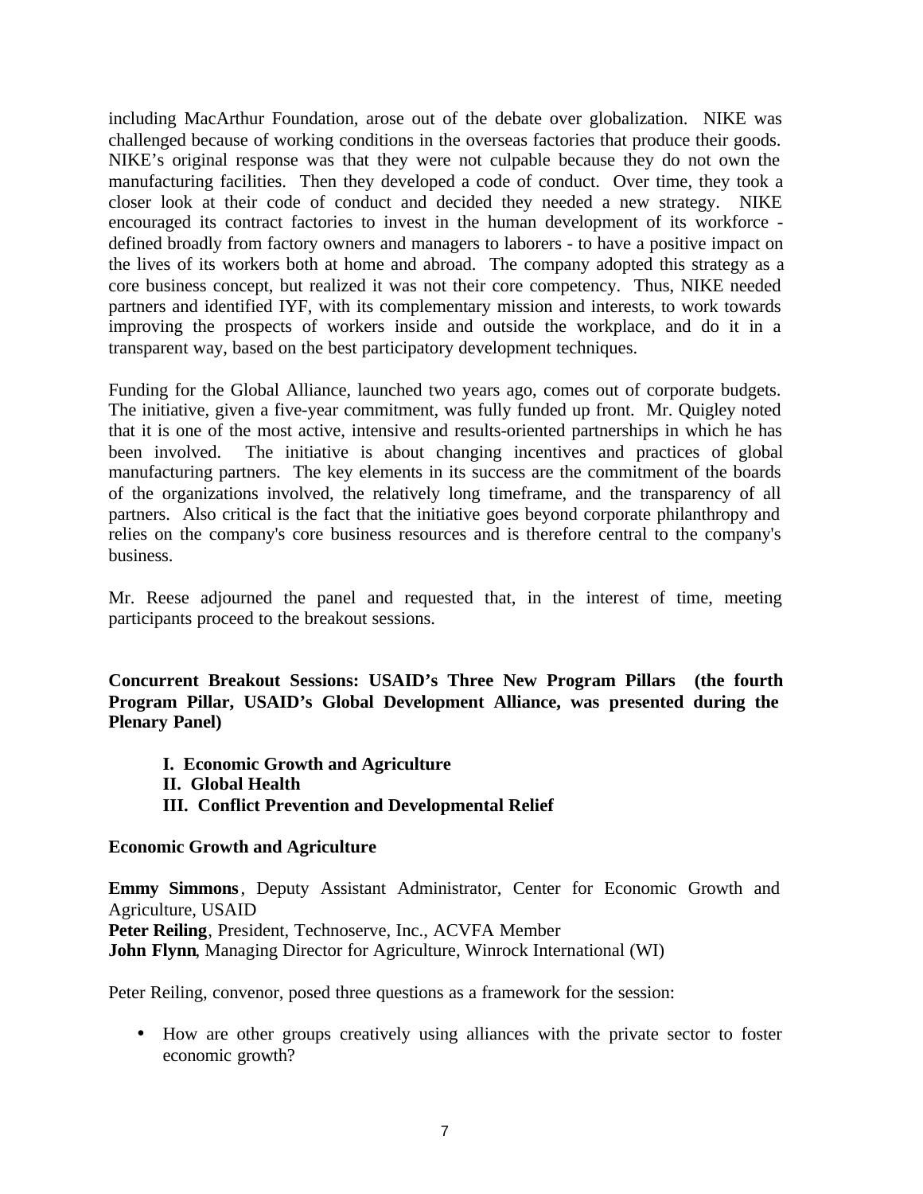including MacArthur Foundation, arose out of the debate over globalization. NIKE was challenged because of working conditions in the overseas factories that produce their goods. NIKE's original response was that they were not culpable because they do not own the manufacturing facilities. Then they developed a code of conduct. Over time, they took a closer look at their code of conduct and decided they needed a new strategy. NIKE encouraged its contract factories to invest in the human development of its workforce - defined broadly from factory owners and managers to laborers - to have a positive impact on the lives of its workers both at home and abroad. The company adopted this strategy as a core business concept, but realized it was not their core competency. Thus, NIKE needed partners and identified IYF, with its complementary mission and interests, to work towards improving the prospects of workers inside and outside the workplace, and do it in a transparent way, based on the best participatory development techniques.

Funding for the Global Alliance, launched two years ago, comes out of corporate budgets. The initiative, given a five-year commitment, was fully funded up front. Mr. Quigley noted that it is one of the most active, intensive and results-oriented partnerships in which he has been involved. The initiative is about changing incentives and practices of global manufacturing partners. The key elements in its success are the commitment of the boards of the organizations involved, the relatively long timeframe, and the transparency of all partners. Also critical is the fact that the initiative goes beyond corporate philanthropy and relies on the company's core business resources and is therefore central to the company's business.

Mr. Reese adjourned the panel and requested that, in the interest of time, meeting participants proceed to the breakout sessions.

**Concurrent Breakout Sessions: USAID's Three New Program Pillars (the fourth Program Pillar, USAID's Global Development Alliance, was presented during the Plenary Panel)**

**I. Economic Growth and Agriculture**
**II. Global Health**
**III. Conflict Prevention and Developmental Relief**

**Economic Growth and Agriculture**

**Emmy Simmons**, Deputy Assistant Administrator, Center for Economic Growth and Agriculture, USAID
**Peter Reiling**, President, Technoserve, Inc., ACVFA Member
**John Flynn**, Managing Director for Agriculture, Winrock International (WI)

Peter Reiling, convenor, posed three questions as a framework for the session:

- How are other groups creatively using alliances with the private sector to foster economic growth?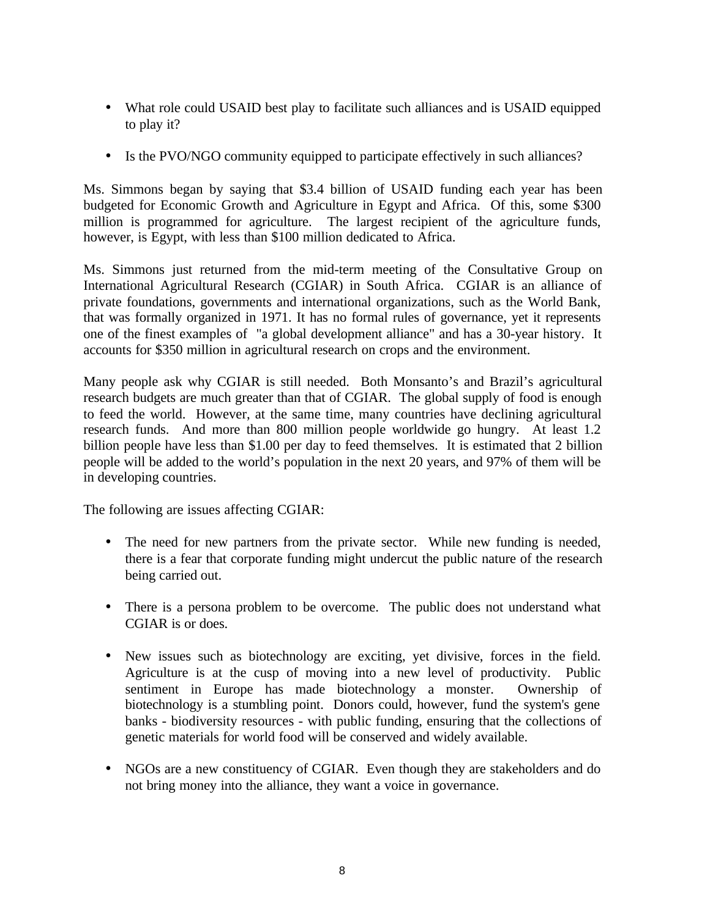- What role could USAID best play to facilitate such alliances and is USAID equipped to play it?

- Is the PVO/NGO community equipped to participate effectively in such alliances?

Ms. Simmons began by saying that $3.4 billion of USAID funding each year has been budgeted for Economic Growth and Agriculture in Egypt and Africa. Of this, some $300 million is programmed for agriculture. The largest recipient of the agriculture funds, however, is Egypt, with less than $100 million dedicated to Africa.

Ms. Simmons just returned from the mid-term meeting of the Consultative Group on International Agricultural Research (CGIAR) in South Africa. CGIAR is an alliance of private foundations, governments and international organizations, such as the World Bank, that was formally organized in 1971. It has no formal rules of governance, yet it represents one of the finest examples of "a global development alliance" and has a 30-year history. It accounts for $350 million in agricultural research on crops and the environment.

Many people ask why CGIAR is still needed. Both Monsanto's and Brazil's agricultural research budgets are much greater than that of CGIAR. The global supply of food is enough to feed the world. However, at the same time, many countries have declining agricultural research funds. And more than 800 million people worldwide go hungry. At least 1.2 billion people have less than $1.00 per day to feed themselves. It is estimated that 2 billion people will be added to the world's population in the next 20 years, and 97% of them will be in developing countries.

The following are issues affecting CGIAR:

- The need for new partners from the private sector. While new funding is needed, there is a fear that corporate funding might undercut the public nature of the research being carried out.

- There is a persona problem to be overcome. The public does not understand what CGIAR is or does.

- New issues such as biotechnology are exciting, yet divisive, forces in the field. Agriculture is at the cusp of moving into a new level of productivity. Public sentiment in Europe has made biotechnology a monster. Ownership of biotechnology is a stumbling point. Donors could, however, fund the system's gene banks - biodiversity resources - with public funding, ensuring that the collections of genetic materials for world food will be conserved and widely available.

- NGOs are a new constituency of CGIAR. Even though they are stakeholders and do not bring money into the alliance, they want a voice in governance.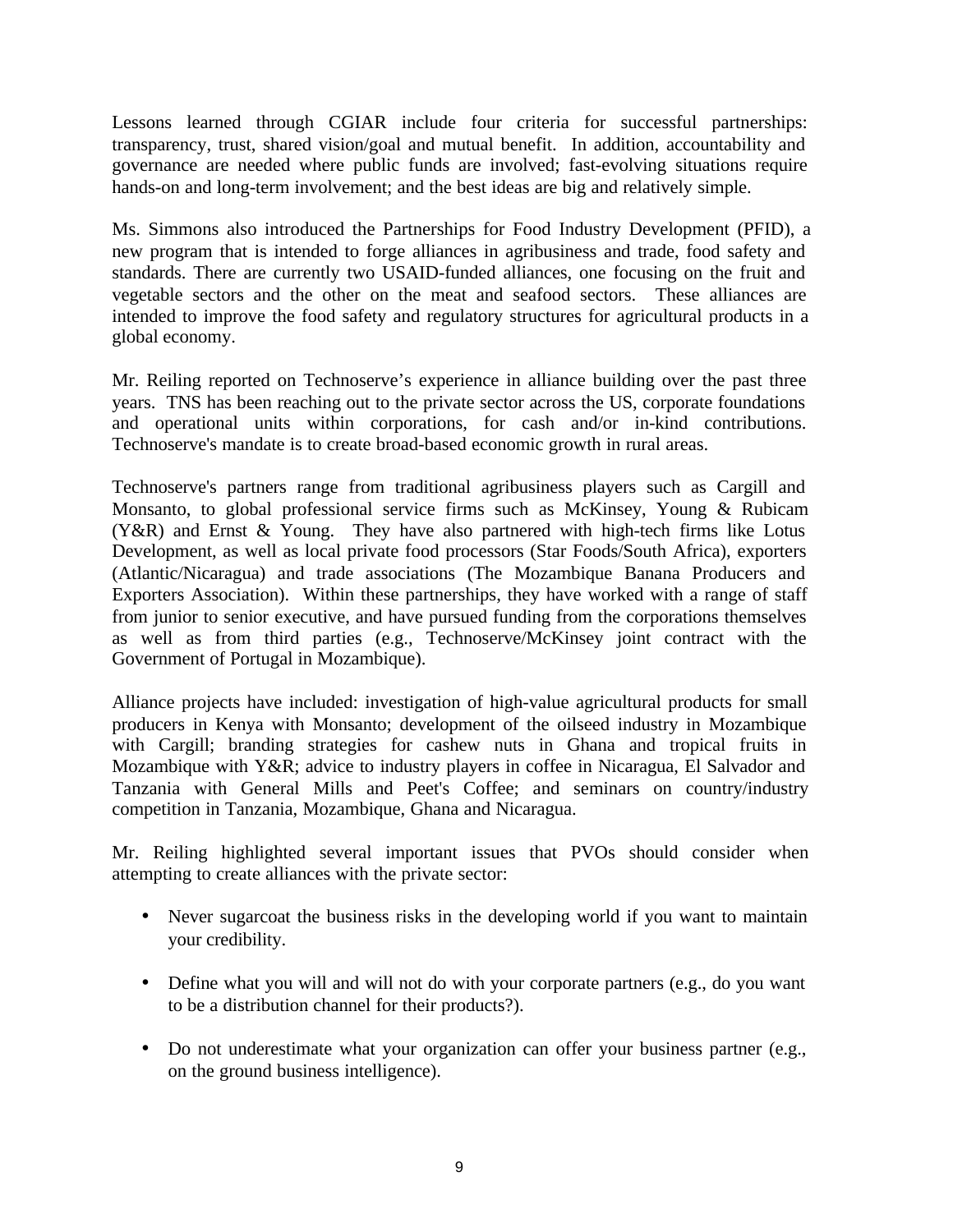Lessons learned through CGIAR include four criteria for successful partnerships: transparency, trust, shared vision/goal and mutual benefit. In addition, accountability and governance are needed where public funds are involved; fast-evolving situations require hands-on and long-term involvement; and the best ideas are big and relatively simple.

Ms. Simmons also introduced the Partnerships for Food Industry Development (PFID), a new program that is intended to forge alliances in agribusiness and trade, food safety and standards. There are currently two USAID-funded alliances, one focusing on the fruit and vegetable sectors and the other on the meat and seafood sectors. These alliances are intended to improve the food safety and regulatory structures for agricultural products in a global economy.

Mr. Reiling reported on Technoserve's experience in alliance building over the past three years. TNS has been reaching out to the private sector across the US, corporate foundations and operational units within corporations, for cash and/or in-kind contributions. Technoserve's mandate is to create broad-based economic growth in rural areas.

Technoserve's partners range from traditional agribusiness players such as Cargill and Monsanto, to global professional service firms such as McKinsey, Young & Rubicam (Y&R) and Ernst & Young. They have also partnered with high-tech firms like Lotus Development, as well as local private food processors (Star Foods/South Africa), exporters (Atlantic/Nicaragua) and trade associations (The Mozambique Banana Producers and Exporters Association). Within these partnerships, they have worked with a range of staff from junior to senior executive, and have pursued funding from the corporations themselves as well as from third parties (e.g., Technoserve/McKinsey joint contract with the Government of Portugal in Mozambique).

Alliance projects have included: investigation of high-value agricultural products for small producers in Kenya with Monsanto; development of the oilseed industry in Mozambique with Cargill; branding strategies for cashew nuts in Ghana and tropical fruits in Mozambique with Y&R; advice to industry players in coffee in Nicaragua, El Salvador and Tanzania with General Mills and Peet's Coffee; and seminars on country/industry competition in Tanzania, Mozambique, Ghana and Nicaragua.

Mr. Reiling highlighted several important issues that PVOs should consider when attempting to create alliances with the private sector:

- Never sugarcoat the business risks in the developing world if you want to maintain your credibility.
- Define what you will and will not do with your corporate partners (e.g., do you want to be a distribution channel for their products?).
- Do not underestimate what your organization can offer your business partner (e.g., on the ground business intelligence).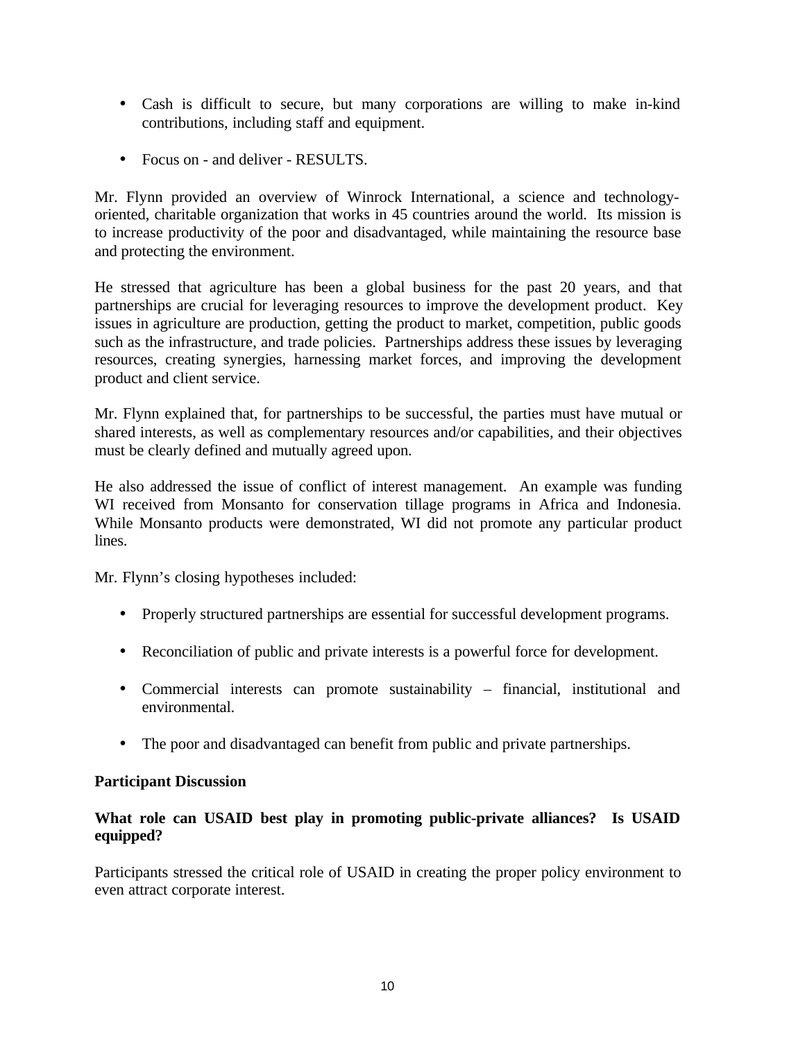- Cash is difficult to secure, but many corporations are willing to make in-kind contributions, including staff and equipment.

- Focus on - and deliver - RESULTS.

Mr. Flynn provided an overview of Winrock International, a science and technology-oriented, charitable organization that works in 45 countries around the world. Its mission is to increase productivity of the poor and disadvantaged, while maintaining the resource base and protecting the environment.

He stressed that agriculture has been a global business for the past 20 years, and that partnerships are crucial for leveraging resources to improve the development product. Key issues in agriculture are production, getting the product to market, competition, public goods such as the infrastructure, and trade policies. Partnerships address these issues by leveraging resources, creating synergies, harnessing market forces, and improving the development product and client service.

Mr. Flynn explained that, for partnerships to be successful, the parties must have mutual or shared interests, as well as complementary resources and/or capabilities, and their objectives must be clearly defined and mutually agreed upon.

He also addressed the issue of conflict of interest management. An example was funding WI received from Monsanto for conservation tillage programs in Africa and Indonesia. While Monsanto products were demonstrated, WI did not promote any particular product lines.

Mr. Flynn's closing hypotheses included:

- Properly structured partnerships are essential for successful development programs.

- Reconciliation of public and private interests is a powerful force for development.

- Commercial interests can promote sustainability – financial, institutional and environmental.

- The poor and disadvantaged can benefit from public and private partnerships.

**Participant Discussion**

**What role can USAID best play in promoting public-private alliances? Is USAID equipped?**

Participants stressed the critical role of USAID in creating the proper policy environment to even attract corporate interest.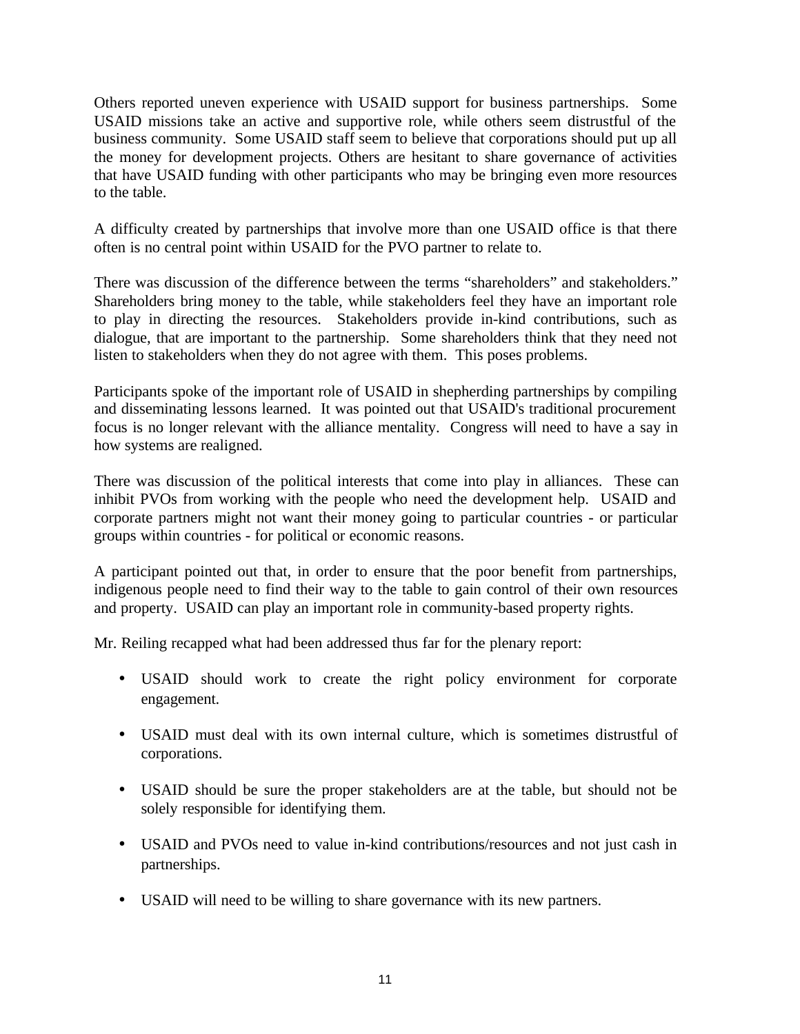Others reported uneven experience with USAID support for business partnerships. Some USAID missions take an active and supportive role, while others seem distrustful of the business community. Some USAID staff seem to believe that corporations should put up all the money for development projects. Others are hesitant to share governance of activities that have USAID funding with other participants who may be bringing even more resources to the table.

A difficulty created by partnerships that involve more than one USAID office is that there often is no central point within USAID for the PVO partner to relate to.

There was discussion of the difference between the terms “shareholders” and stakeholders.” Shareholders bring money to the table, while stakeholders feel they have an important role to play in directing the resources. Stakeholders provide in-kind contributions, such as dialogue, that are important to the partnership. Some shareholders think that they need not listen to stakeholders when they do not agree with them. This poses problems.

Participants spoke of the important role of USAID in shepherding partnerships by compiling and disseminating lessons learned. It was pointed out that USAID's traditional procurement focus is no longer relevant with the alliance mentality. Congress will need to have a say in how systems are realigned.

There was discussion of the political interests that come into play in alliances. These can inhibit PVOs from working with the people who need the development help. USAID and corporate partners might not want their money going to particular countries - or particular groups within countries - for political or economic reasons.

A participant pointed out that, in order to ensure that the poor benefit from partnerships, indigenous people need to find their way to the table to gain control of their own resources and property. USAID can play an important role in community-based property rights.

Mr. Reiling recapped what had been addressed thus far for the plenary report:

- USAID should work to create the right policy environment for corporate engagement.
- USAID must deal with its own internal culture, which is sometimes distrustful of corporations.
- USAID should be sure the proper stakeholders are at the table, but should not be solely responsible for identifying them.
- USAID and PVOs need to value in-kind contributions/resources and not just cash in partnerships.
- USAID will need to be willing to share governance with its new partners.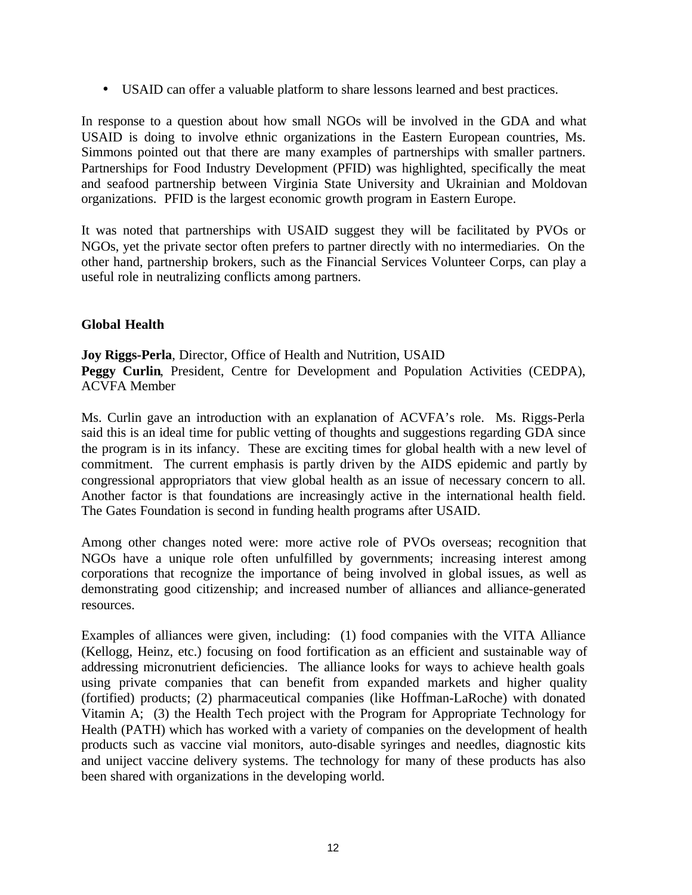- USAID can offer a valuable platform to share lessons learned and best practices.

In response to a question about how small NGOs will be involved in the GDA and what USAID is doing to involve ethnic organizations in the Eastern European countries, Ms. Simmons pointed out that there are many examples of partnerships with smaller partners. Partnerships for Food Industry Development (PFID) was highlighted, specifically the meat and seafood partnership between Virginia State University and Ukrainian and Moldovan organizations. PFID is the largest economic growth program in Eastern Europe.

It was noted that partnerships with USAID suggest they will be facilitated by PVOs or NGOs, yet the private sector often prefers to partner directly with no intermediaries. On the other hand, partnership brokers, such as the Financial Services Volunteer Corps, can play a useful role in neutralizing conflicts among partners.

## Global Health

**Joy Riggs-Perla**, Director, Office of Health and Nutrition, USAID
**Peggy Curlin**, President, Centre for Development and Population Activities (CEDPA), ACVFA Member

Ms. Curlin gave an introduction with an explanation of ACVFA's role. Ms. Riggs-Perla said this is an ideal time for public vetting of thoughts and suggestions regarding GDA since the program is in its infancy. These are exciting times for global health with a new level of commitment. The current emphasis is partly driven by the AIDS epidemic and partly by congressional appropriators that view global health as an issue of necessary concern to all. Another factor is that foundations are increasingly active in the international health field. The Gates Foundation is second in funding health programs after USAID.

Among other changes noted were: more active role of PVOs overseas; recognition that NGOs have a unique role often unfulfilled by governments; increasing interest among corporations that recognize the importance of being involved in global issues, as well as demonstrating good citizenship; and increased number of alliances and alliance-generated resources.

Examples of alliances were given, including: (1) food companies with the VITA Alliance (Kellogg, Heinz, etc.) focusing on food fortification as an efficient and sustainable way of addressing micronutrient deficiencies. The alliance looks for ways to achieve health goals using private companies that can benefit from expanded markets and higher quality (fortified) products; (2) pharmaceutical companies (like Hoffman-LaRoche) with donated Vitamin A; (3) the Health Tech project with the Program for Appropriate Technology for Health (PATH) which has worked with a variety of companies on the development of health products such as vaccine vial monitors, auto-disable syringes and needles, diagnostic kits and uniject vaccine delivery systems. The technology for many of these products has also been shared with organizations in the developing world.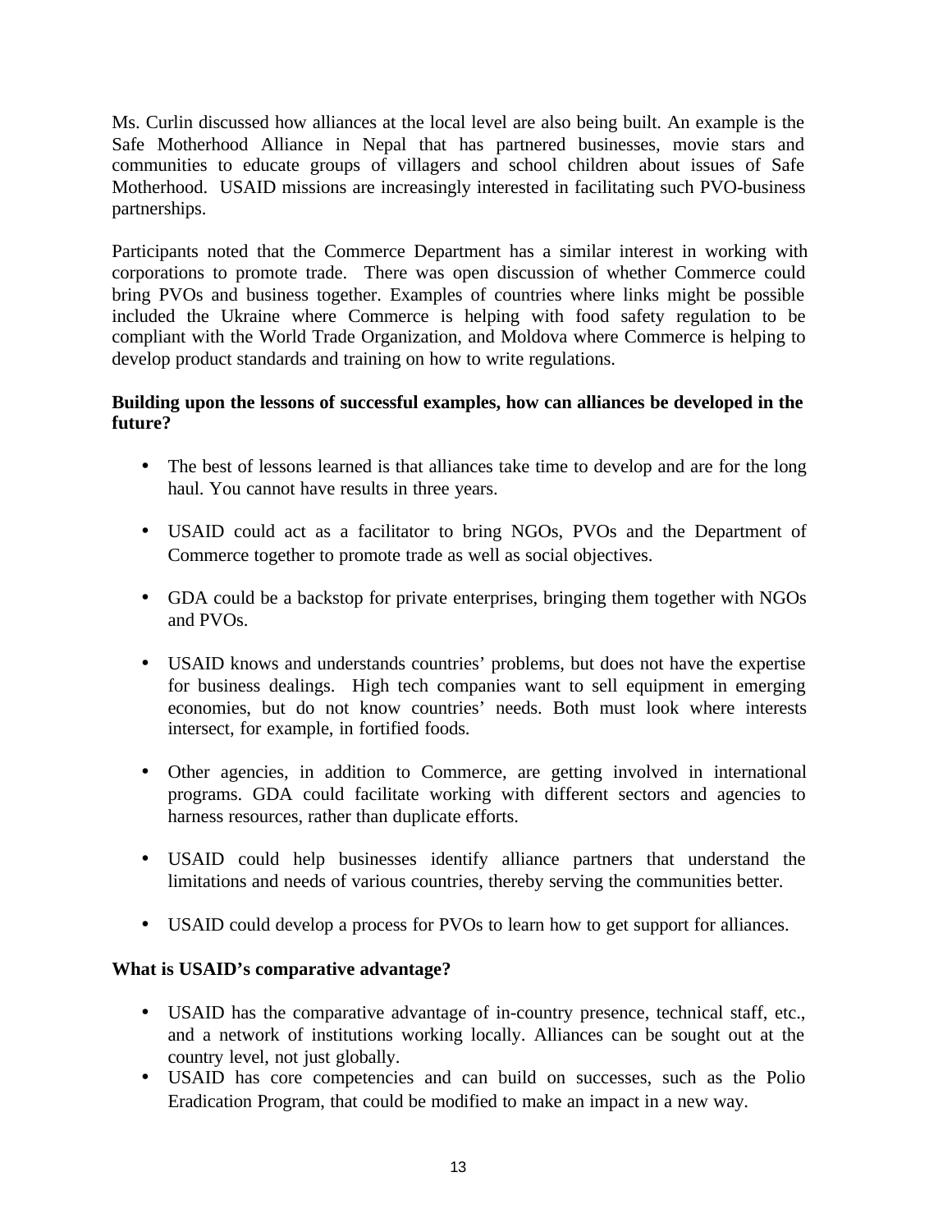Ms. Curlin discussed how alliances at the local level are also being built. An example is the Safe Motherhood Alliance in Nepal that has partnered businesses, movie stars and communities to educate groups of villagers and school children about issues of Safe Motherhood. USAID missions are increasingly interested in facilitating such PVO-business partnerships.

Participants noted that the Commerce Department has a similar interest in working with corporations to promote trade. There was open discussion of whether Commerce could bring PVOs and business together. Examples of countries where links might be possible included the Ukraine where Commerce is helping with food safety regulation to be compliant with the World Trade Organization, and Moldova where Commerce is helping to develop product standards and training on how to write regulations.

**Building upon the lessons of successful examples, how can alliances be developed in the future?**

- The best of lessons learned is that alliances take time to develop and are for the long haul. You cannot have results in three years.
- USAID could act as a facilitator to bring NGOs, PVOs and the Department of Commerce together to promote trade as well as social objectives.
- GDA could be a backstop for private enterprises, bringing them together with NGOs and PVOs.
- USAID knows and understands countries' problems, but does not have the expertise for business dealings. High tech companies want to sell equipment in emerging economies, but do not know countries' needs. Both must look where interests intersect, for example, in fortified foods.
- Other agencies, in addition to Commerce, are getting involved in international programs. GDA could facilitate working with different sectors and agencies to harness resources, rather than duplicate efforts.
- USAID could help businesses identify alliance partners that understand the limitations and needs of various countries, thereby serving the communities better.
- USAID could develop a process for PVOs to learn how to get support for alliances.

**What is USAID's comparative advantage?**

- USAID has the comparative advantage of in-country presence, technical staff, etc., and a network of institutions working locally. Alliances can be sought out at the country level, not just globally.
- USAID has core competencies and can build on successes, such as the Polio Eradication Program, that could be modified to make an impact in a new way.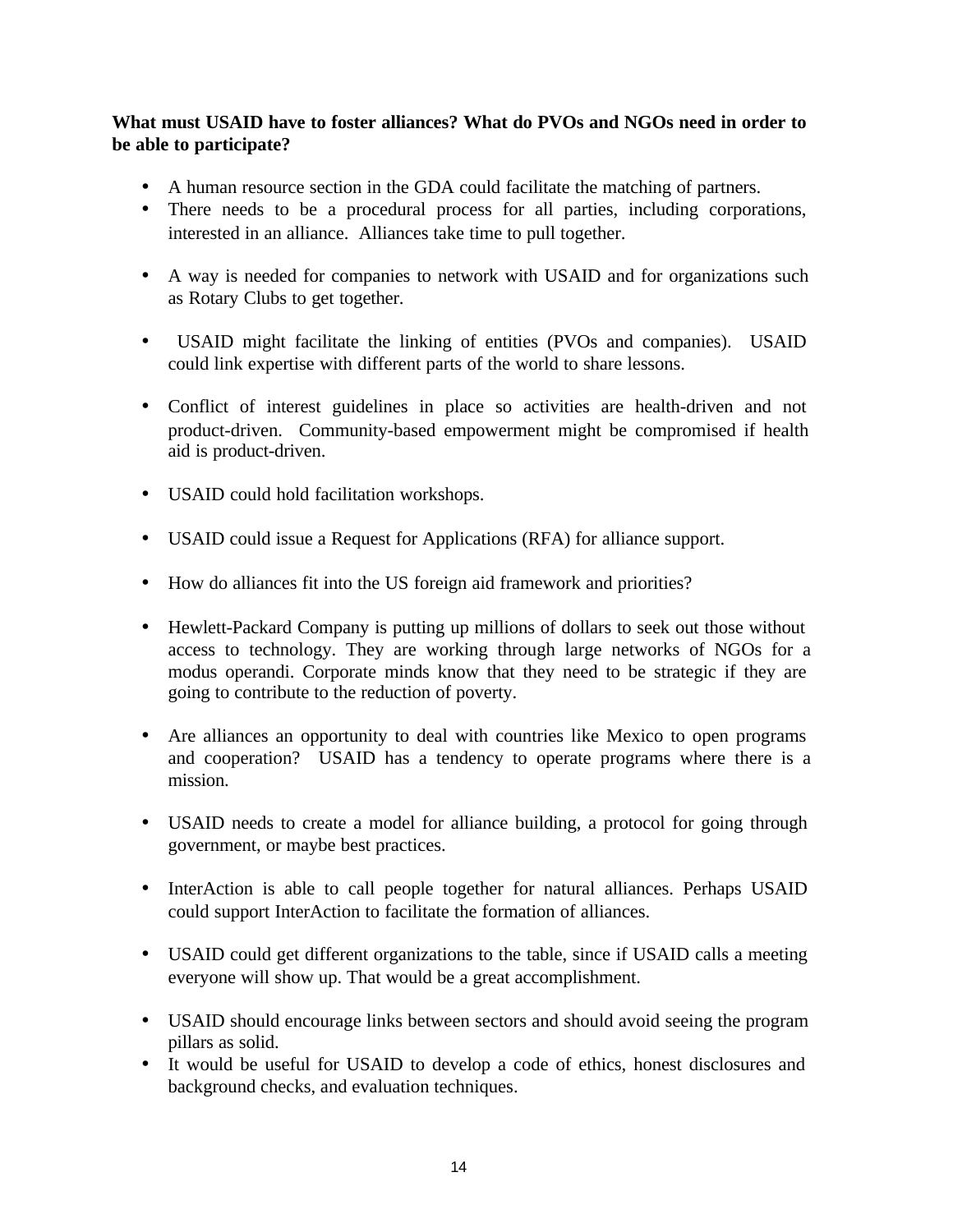**What must USAID have to foster alliances? What do PVOs and NGOs need in order to be able to participate?**

- A human resource section in the GDA could facilitate the matching of partners.
- There needs to be a procedural process for all parties, including corporations, interested in an alliance. Alliances take time to pull together.
- A way is needed for companies to network with USAID and for organizations such as Rotary Clubs to get together.
- USAID might facilitate the linking of entities (PVOs and companies). USAID could link expertise with different parts of the world to share lessons.
- Conflict of interest guidelines in place so activities are health-driven and not product-driven. Community-based empowerment might be compromised if health aid is product-driven.
- USAID could hold facilitation workshops.
- USAID could issue a Request for Applications (RFA) for alliance support.
- How do alliances fit into the US foreign aid framework and priorities?
- Hewlett-Packard Company is putting up millions of dollars to seek out those without access to technology. They are working through large networks of NGOs for a modus operandi. Corporate minds know that they need to be strategic if they are going to contribute to the reduction of poverty.
- Are alliances an opportunity to deal with countries like Mexico to open programs and cooperation? USAID has a tendency to operate programs where there is a mission.
- USAID needs to create a model for alliance building, a protocol for going through government, or maybe best practices.
- InterAction is able to call people together for natural alliances. Perhaps USAID could support InterAction to facilitate the formation of alliances.
- USAID could get different organizations to the table, since if USAID calls a meeting everyone will show up. That would be a great accomplishment.
- USAID should encourage links between sectors and should avoid seeing the program pillars as solid.
- It would be useful for USAID to develop a code of ethics, honest disclosures and background checks, and evaluation techniques.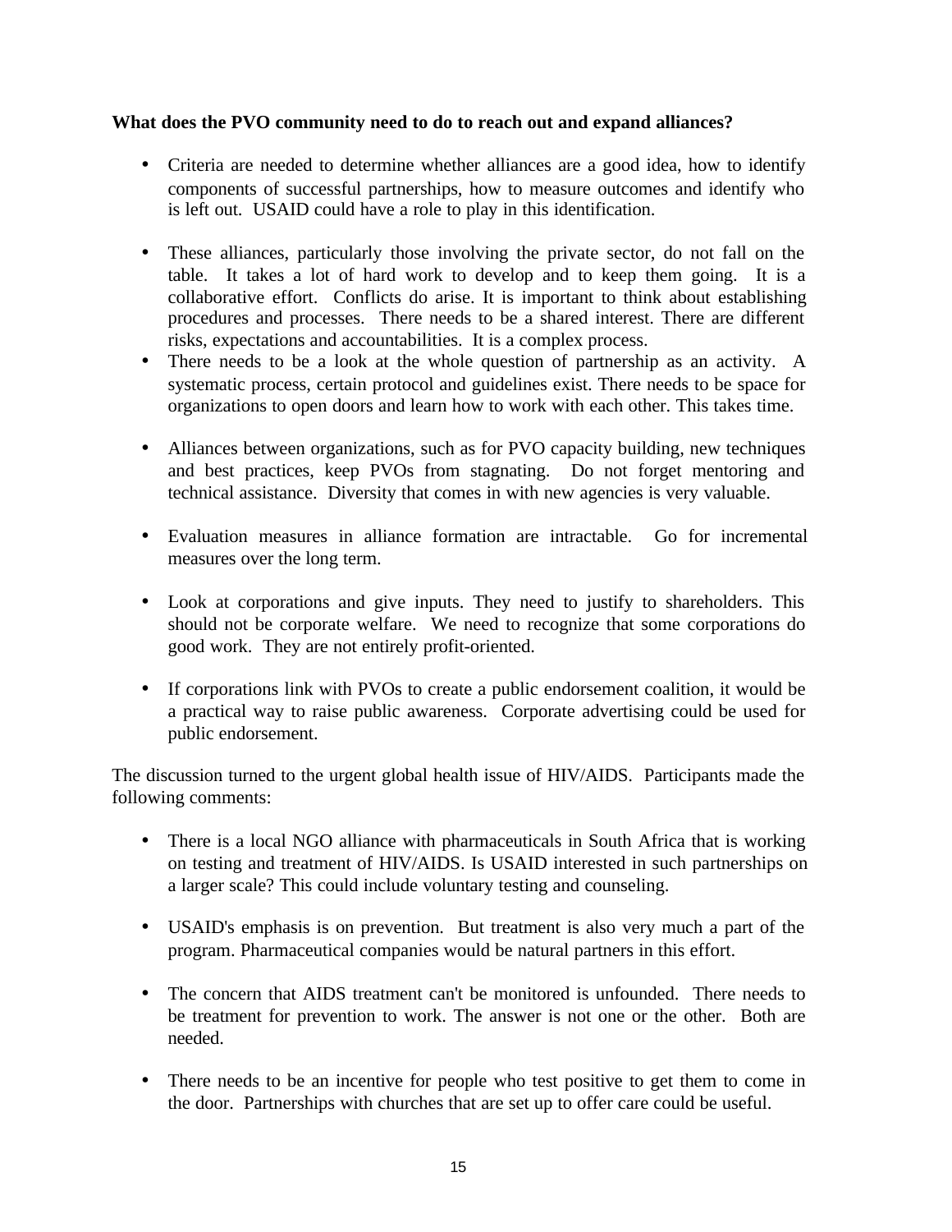**What does the PVO community need to do to reach out and expand alliances?**

- Criteria are needed to determine whether alliances are a good idea, how to identify components of successful partnerships, how to measure outcomes and identify who is left out. USAID could have a role to play in this identification.

- These alliances, particularly those involving the private sector, do not fall on the table. It takes a lot of hard work to develop and to keep them going. It is a collaborative effort. Conflicts do arise. It is important to think about establishing procedures and processes. There needs to be a shared interest. There are different risks, expectations and accountabilities. It is a complex process.
- There needs to be a look at the whole question of partnership as an activity. A systematic process, certain protocol and guidelines exist. There needs to be space for organizations to open doors and learn how to work with each other. This takes time.

- Alliances between organizations, such as for PVO capacity building, new techniques and best practices, keep PVOs from stagnating. Do not forget mentoring and technical assistance. Diversity that comes in with new agencies is very valuable.

- Evaluation measures in alliance formation are intractable. Go for incremental measures over the long term.

- Look at corporations and give inputs. They need to justify to shareholders. This should not be corporate welfare. We need to recognize that some corporations do good work. They are not entirely profit-oriented.

- If corporations link with PVOs to create a public endorsement coalition, it would be a practical way to raise public awareness. Corporate advertising could be used for public endorsement.

The discussion turned to the urgent global health issue of HIV/AIDS. Participants made the following comments:

- There is a local NGO alliance with pharmaceuticals in South Africa that is working on testing and treatment of HIV/AIDS. Is USAID interested in such partnerships on a larger scale? This could include voluntary testing and counseling.

- USAID's emphasis is on prevention. But treatment is also very much a part of the program. Pharmaceutical companies would be natural partners in this effort.

- The concern that AIDS treatment can't be monitored is unfounded. There needs to be treatment for prevention to work. The answer is not one or the other. Both are needed.

- There needs to be an incentive for people who test positive to get them to come in the door. Partnerships with churches that are set up to offer care could be useful.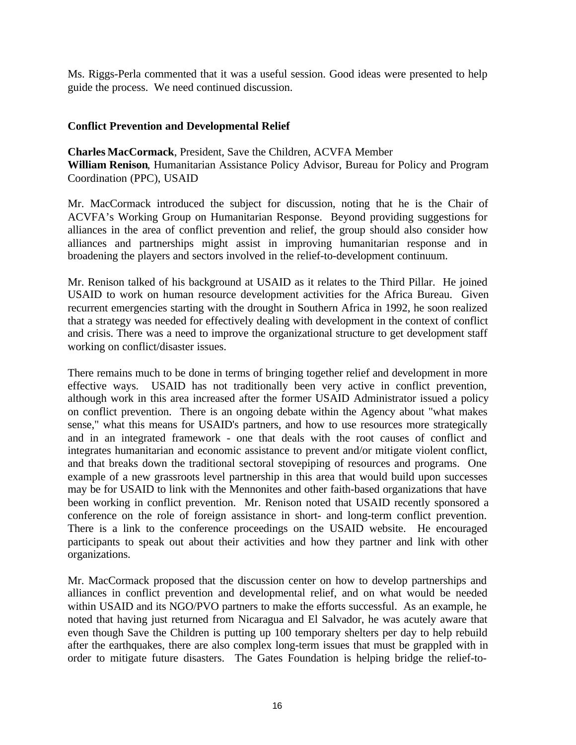Ms. Riggs-Perla commented that it was a useful session. Good ideas were presented to help guide the process. We need continued discussion.

**Conflict Prevention and Developmental Relief**

**Charles MacCormack**, President, Save the Children, ACVFA Member
**William Renison**, Humanitarian Assistance Policy Advisor, Bureau for Policy and Program Coordination (PPC), USAID

Mr. MacCormack introduced the subject for discussion, noting that he is the Chair of ACVFA's Working Group on Humanitarian Response. Beyond providing suggestions for alliances in the area of conflict prevention and relief, the group should also consider how alliances and partnerships might assist in improving humanitarian response and in broadening the players and sectors involved in the relief-to-development continuum.

Mr. Renison talked of his background at USAID as it relates to the Third Pillar. He joined USAID to work on human resource development activities for the Africa Bureau. Given recurrent emergencies starting with the drought in Southern Africa in 1992, he soon realized that a strategy was needed for effectively dealing with development in the context of conflict and crisis. There was a need to improve the organizational structure to get development staff working on conflict/disaster issues.

There remains much to be done in terms of bringing together relief and development in more effective ways. USAID has not traditionally been very active in conflict prevention, although work in this area increased after the former USAID Administrator issued a policy on conflict prevention. There is an ongoing debate within the Agency about "what makes sense," what this means for USAID's partners, and how to use resources more strategically and in an integrated framework - one that deals with the root causes of conflict and integrates humanitarian and economic assistance to prevent and/or mitigate violent conflict, and that breaks down the traditional sectoral stovepiping of resources and programs. One example of a new grassroots level partnership in this area that would build upon successes may be for USAID to link with the Mennonites and other faith-based organizations that have been working in conflict prevention. Mr. Renison noted that USAID recently sponsored a conference on the role of foreign assistance in short- and long-term conflict prevention. There is a link to the conference proceedings on the USAID website. He encouraged participants to speak out about their activities and how they partner and link with other organizations.

Mr. MacCormack proposed that the discussion center on how to develop partnerships and alliances in conflict prevention and developmental relief, and on what would be needed within USAID and its NGO/PVO partners to make the efforts successful. As an example, he noted that having just returned from Nicaragua and El Salvador, he was acutely aware that even though Save the Children is putting up 100 temporary shelters per day to help rebuild after the earthquakes, there are also complex long-term issues that must be grappled with in order to mitigate future disasters. The Gates Foundation is helping bridge the relief-to-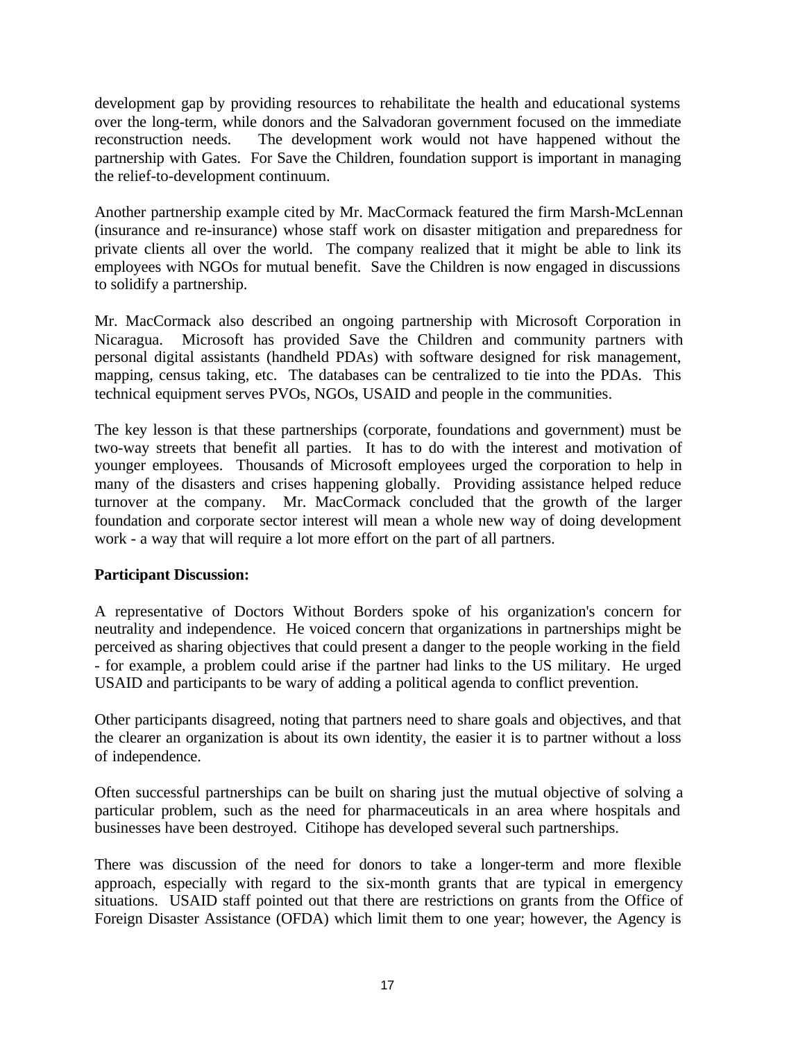development gap by providing resources to rehabilitate the health and educational systems over the long-term, while donors and the Salvadoran government focused on the immediate reconstruction needs. The development work would not have happened without the partnership with Gates. For Save the Children, foundation support is important in managing the relief-to-development continuum.

Another partnership example cited by Mr. MacCormack featured the firm Marsh-McLennan (insurance and re-insurance) whose staff work on disaster mitigation and preparedness for private clients all over the world. The company realized that it might be able to link its employees with NGOs for mutual benefit. Save the Children is now engaged in discussions to solidify a partnership.

Mr. MacCormack also described an ongoing partnership with Microsoft Corporation in Nicaragua. Microsoft has provided Save the Children and community partners with personal digital assistants (handheld PDAs) with software designed for risk management, mapping, census taking, etc. The databases can be centralized to tie into the PDAs. This technical equipment serves PVOs, NGOs, USAID and people in the communities.

The key lesson is that these partnerships (corporate, foundations and government) must be two-way streets that benefit all parties. It has to do with the interest and motivation of younger employees. Thousands of Microsoft employees urged the corporation to help in many of the disasters and crises happening globally. Providing assistance helped reduce turnover at the company. Mr. MacCormack concluded that the growth of the larger foundation and corporate sector interest will mean a whole new way of doing development work - a way that will require a lot more effort on the part of all partners.

**Participant Discussion:**

A representative of Doctors Without Borders spoke of his organization's concern for neutrality and independence. He voiced concern that organizations in partnerships might be perceived as sharing objectives that could present a danger to the people working in the field - for example, a problem could arise if the partner had links to the US military. He urged USAID and participants to be wary of adding a political agenda to conflict prevention.

Other participants disagreed, noting that partners need to share goals and objectives, and that the clearer an organization is about its own identity, the easier it is to partner without a loss of independence.

Often successful partnerships can be built on sharing just the mutual objective of solving a particular problem, such as the need for pharmaceuticals in an area where hospitals and businesses have been destroyed. Citihope has developed several such partnerships.

There was discussion of the need for donors to take a longer-term and more flexible approach, especially with regard to the six-month grants that are typical in emergency situations. USAID staff pointed out that there are restrictions on grants from the Office of Foreign Disaster Assistance (OFDA) which limit them to one year; however, the Agency is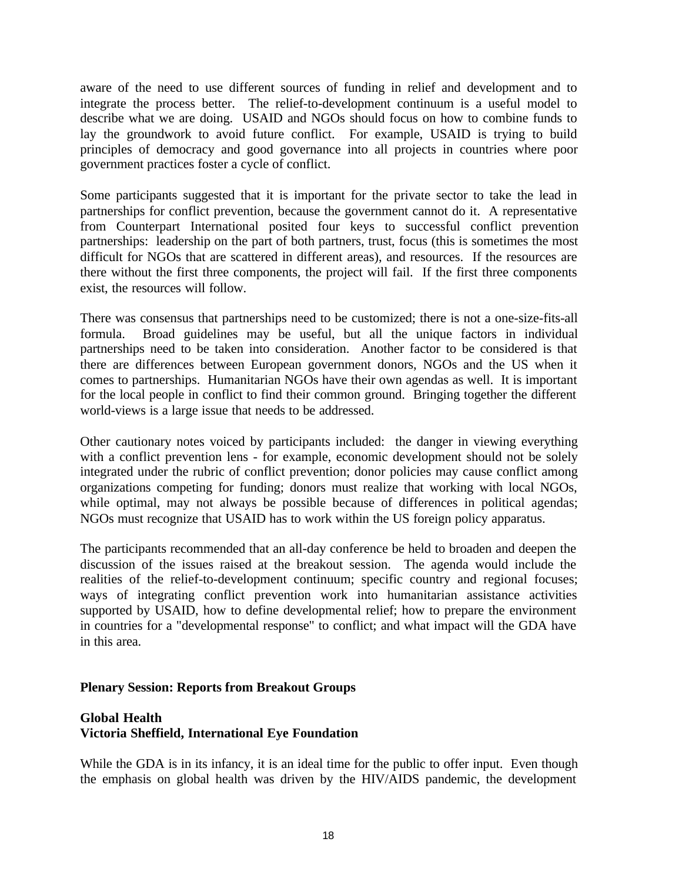aware of the need to use different sources of funding in relief and development and to integrate the process better. The relief-to-development continuum is a useful model to describe what we are doing. USAID and NGOs should focus on how to combine funds to lay the groundwork to avoid future conflict. For example, USAID is trying to build principles of democracy and good governance into all projects in countries where poor government practices foster a cycle of conflict.

Some participants suggested that it is important for the private sector to take the lead in partnerships for conflict prevention, because the government cannot do it. A representative from Counterpart International posited four keys to successful conflict prevention partnerships: leadership on the part of both partners, trust, focus (this is sometimes the most difficult for NGOs that are scattered in different areas), and resources. If the resources are there without the first three components, the project will fail. If the first three components exist, the resources will follow.

There was consensus that partnerships need to be customized; there is not a one-size-fits-all formula. Broad guidelines may be useful, but all the unique factors in individual partnerships need to be taken into consideration. Another factor to be considered is that there are differences between European government donors, NGOs and the US when it comes to partnerships. Humanitarian NGOs have their own agendas as well. It is important for the local people in conflict to find their common ground. Bringing together the different world-views is a large issue that needs to be addressed.

Other cautionary notes voiced by participants included: the danger in viewing everything with a conflict prevention lens - for example, economic development should not be solely integrated under the rubric of conflict prevention; donor policies may cause conflict among organizations competing for funding; donors must realize that working with local NGOs, while optimal, may not always be possible because of differences in political agendas; NGOs must recognize that USAID has to work within the US foreign policy apparatus.

The participants recommended that an all-day conference be held to broaden and deepen the discussion of the issues raised at the breakout session. The agenda would include the realities of the relief-to-development continuum; specific country and regional focuses; ways of integrating conflict prevention work into humanitarian assistance activities supported by USAID, how to define developmental relief; how to prepare the environment in countries for a "developmental response" to conflict; and what impact will the GDA have in this area.

## Plenary Session: Reports from Breakout Groups

### Global Health
### Victoria Sheffield, International Eye Foundation

While the GDA is in its infancy, it is an ideal time for the public to offer input. Even though the emphasis on global health was driven by the HIV/AIDS pandemic, the development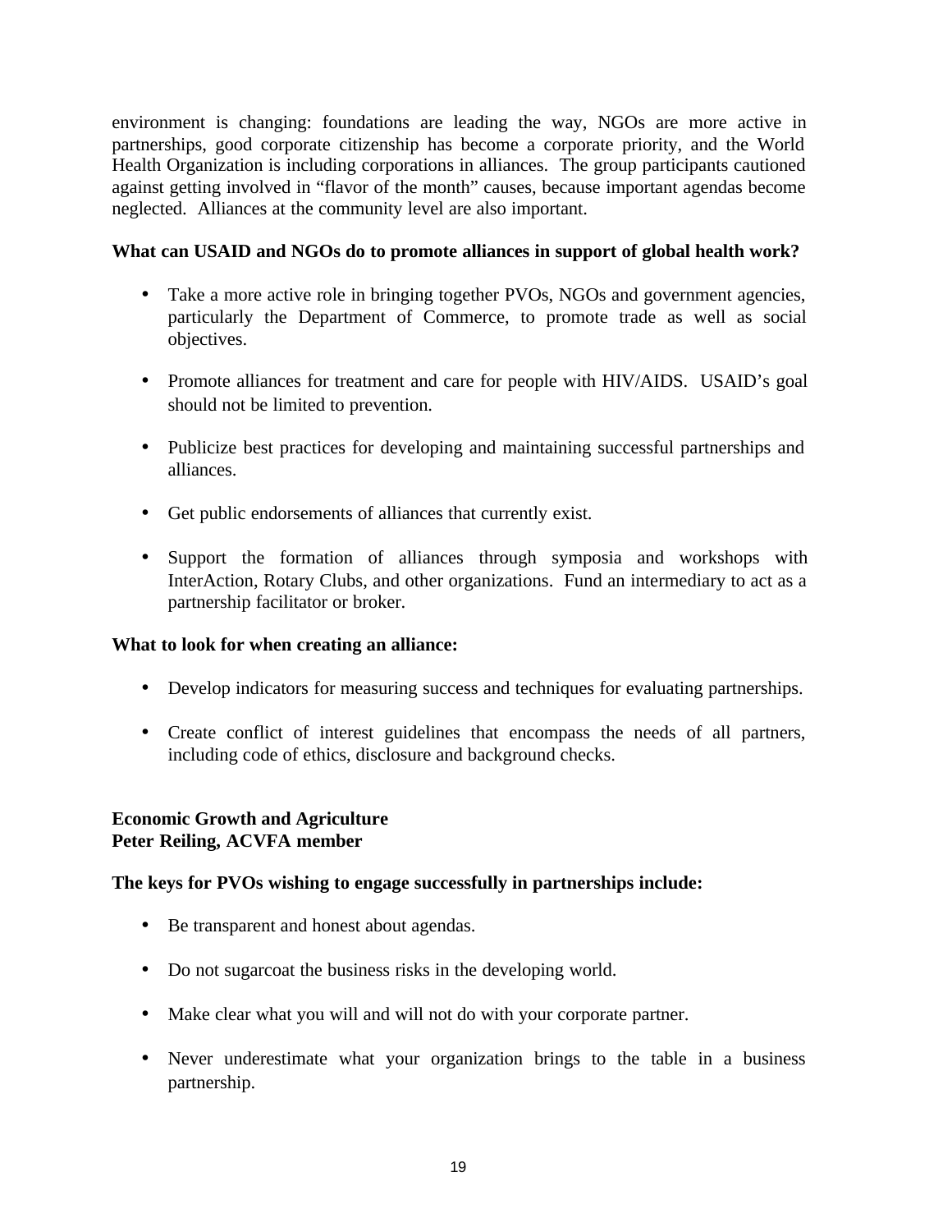environment is changing: foundations are leading the way, NGOs are more active in partnerships, good corporate citizenship has become a corporate priority, and the World Health Organization is including corporations in alliances. The group participants cautioned against getting involved in "flavor of the month" causes, because important agendas become neglected. Alliances at the community level are also important.

**What can USAID and NGOs do to promote alliances in support of global health work?**

- Take a more active role in bringing together PVOs, NGOs and government agencies, particularly the Department of Commerce, to promote trade as well as social objectives.
- Promote alliances for treatment and care for people with HIV/AIDS. USAID's goal should not be limited to prevention.
- Publicize best practices for developing and maintaining successful partnerships and alliances.
- Get public endorsements of alliances that currently exist.
- Support the formation of alliances through symposia and workshops with InterAction, Rotary Clubs, and other organizations. Fund an intermediary to act as a partnership facilitator or broker.

**What to look for when creating an alliance:**

- Develop indicators for measuring success and techniques for evaluating partnerships.
- Create conflict of interest guidelines that encompass the needs of all partners, including code of ethics, disclosure and background checks.

**Economic Growth and Agriculture**
**Peter Reiling, ACVFA member**

**The keys for PVOs wishing to engage successfully in partnerships include:**

- Be transparent and honest about agendas.
- Do not sugarcoat the business risks in the developing world.
- Make clear what you will and will not do with your corporate partner.
- Never underestimate what your organization brings to the table in a business partnership.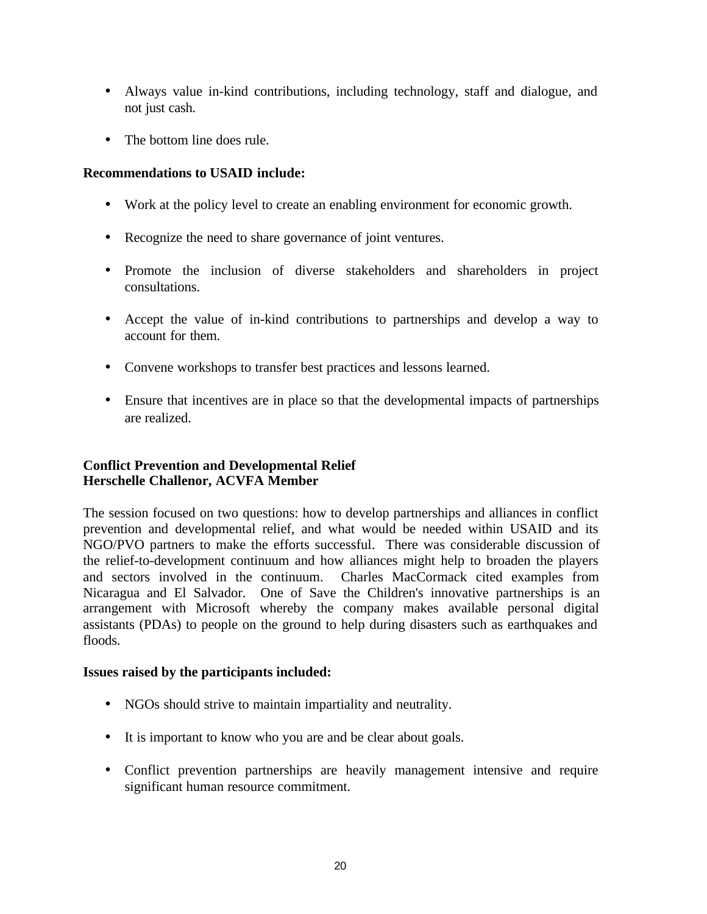- Always value in-kind contributions, including technology, staff and dialogue, and not just cash.
- The bottom line does rule.

**Recommendations to USAID include:**

- Work at the policy level to create an enabling environment for economic growth.
- Recognize the need to share governance of joint ventures.
- Promote the inclusion of diverse stakeholders and shareholders in project consultations.
- Accept the value of in-kind contributions to partnerships and develop a way to account for them.
- Convene workshops to transfer best practices and lessons learned.
- Ensure that incentives are in place so that the developmental impacts of partnerships are realized.

**Conflict Prevention and Developmental Relief**
**Herschelle Challenor, ACVFA Member**

The session focused on two questions: how to develop partnerships and alliances in conflict prevention and developmental relief, and what would be needed within USAID and its NGO/PVO partners to make the efforts successful. There was considerable discussion of the relief-to-development continuum and how alliances might help to broaden the players and sectors involved in the continuum. Charles MacCormack cited examples from Nicaragua and El Salvador. One of Save the Children's innovative partnerships is an arrangement with Microsoft whereby the company makes available personal digital assistants (PDAs) to people on the ground to help during disasters such as earthquakes and floods.

**Issues raised by the participants included:**

- NGOs should strive to maintain impartiality and neutrality.
- It is important to know who you are and be clear about goals.
- Conflict prevention partnerships are heavily management intensive and require significant human resource commitment.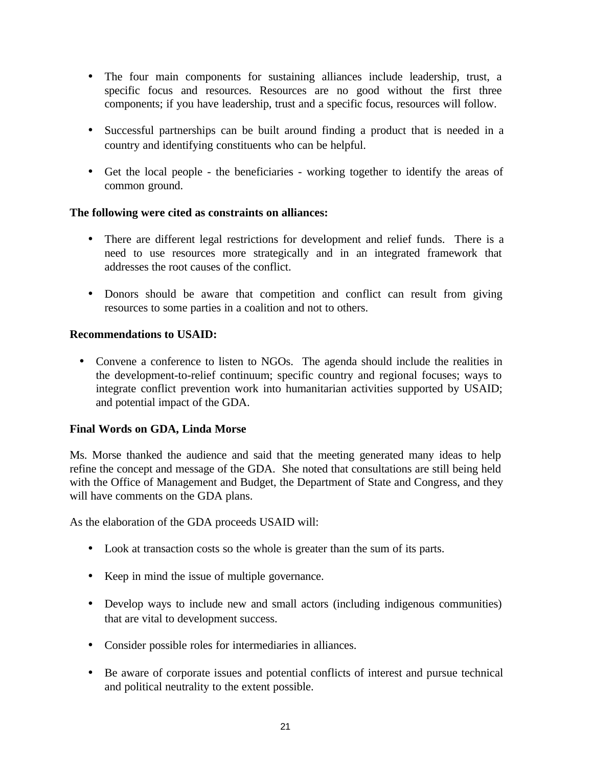- The four main components for sustaining alliances include leadership, trust, a specific focus and resources. Resources are no good without the first three components; if you have leadership, trust and a specific focus, resources will follow.

- Successful partnerships can be built around finding a product that is needed in a country and identifying constituents who can be helpful.

- Get the local people - the beneficiaries - working together to identify the areas of common ground.

**The following were cited as constraints on alliances:**

- There are different legal restrictions for development and relief funds. There is a need to use resources more strategically and in an integrated framework that addresses the root causes of the conflict.

- Donors should be aware that competition and conflict can result from giving resources to some parties in a coalition and not to others.

**Recommendations to USAID:**

- Convene a conference to listen to NGOs. The agenda should include the realities in the development-to-relief continuum; specific country and regional focuses; ways to integrate conflict prevention work into humanitarian activities supported by USAID; and potential impact of the GDA.

**Final Words on GDA, Linda Morse**

Ms. Morse thanked the audience and said that the meeting generated many ideas to help refine the concept and message of the GDA. She noted that consultations are still being held with the Office of Management and Budget, the Department of State and Congress, and they will have comments on the GDA plans.

As the elaboration of the GDA proceeds USAID will:

- Look at transaction costs so the whole is greater than the sum of its parts.

- Keep in mind the issue of multiple governance.

- Develop ways to include new and small actors (including indigenous communities) that are vital to development success.

- Consider possible roles for intermediaries in alliances.

- Be aware of corporate issues and potential conflicts of interest and pursue technical and political neutrality to the extent possible.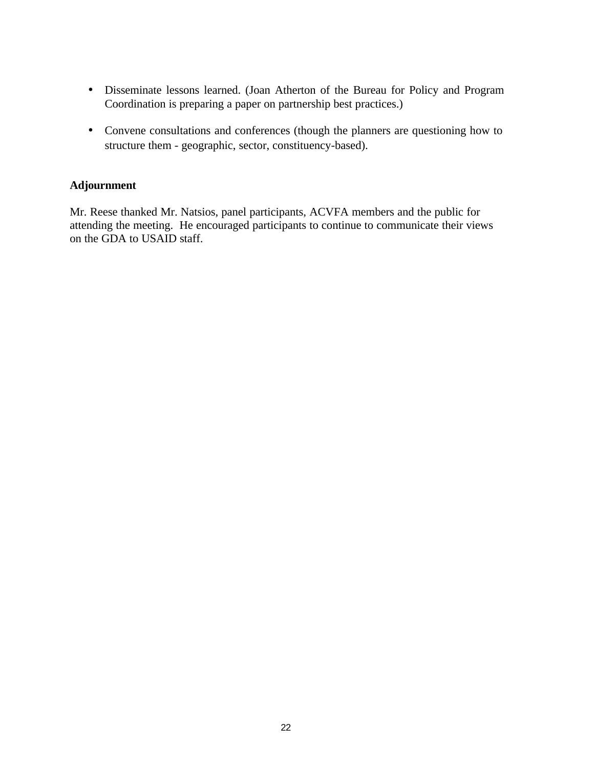- Disseminate lessons learned. (Joan Atherton of the Bureau for Policy and Program Coordination is preparing a paper on partnership best practices.)

- Convene consultations and conferences (though the planners are questioning how to structure them - geographic, sector, constituency-based).

**Adjournment**

Mr. Reese thanked Mr. Natsios, panel participants, ACVFA members and the public for attending the meeting. He encouraged participants to continue to communicate their views on the GDA to USAID staff.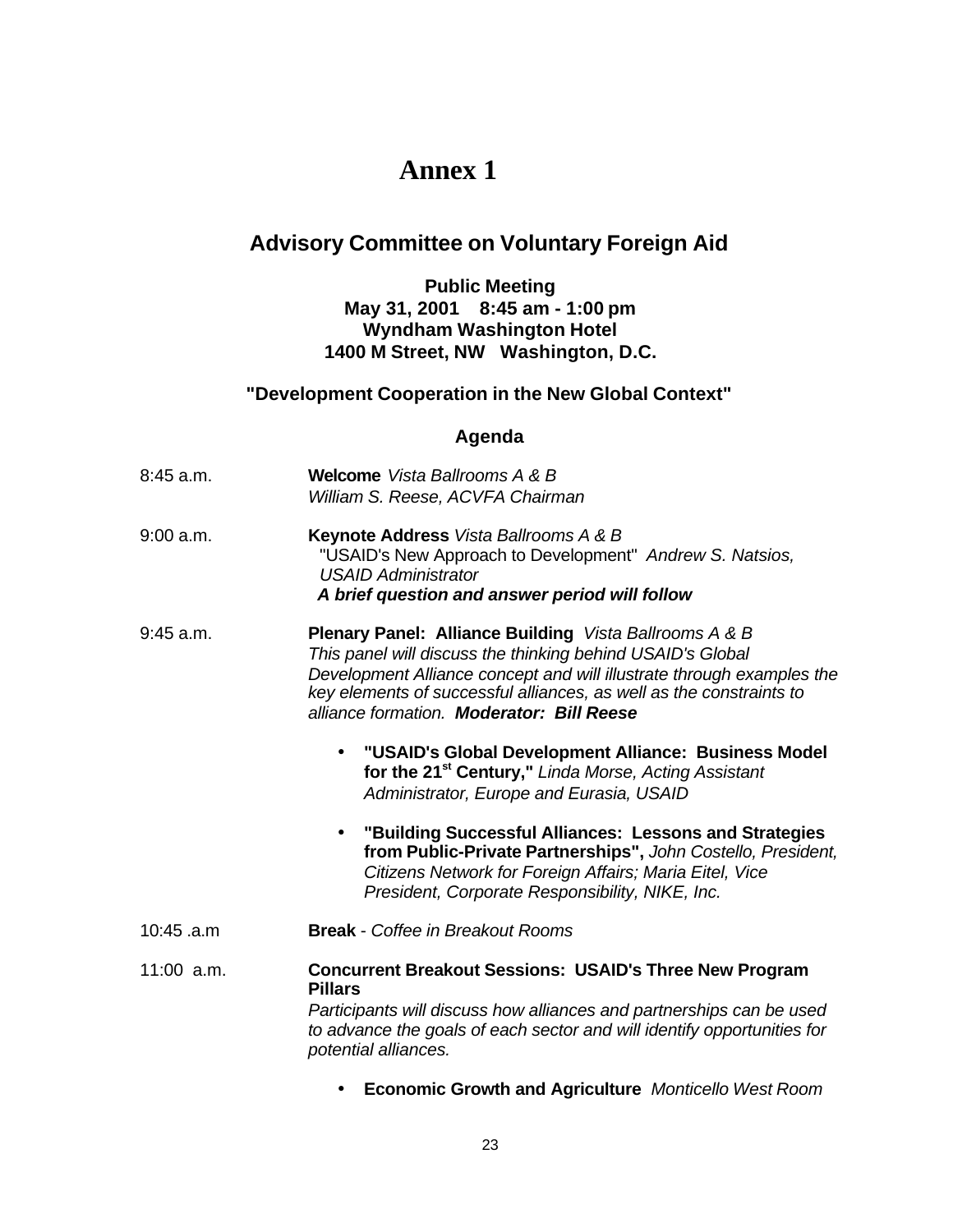# Annex 1

## Advisory Committee on Voluntary Foreign Aid

**Public Meeting**
**May 31, 2001 8:45 am - 1:00 pm**
**Wyndham Washington Hotel**
**1400 M Street, NW Washington, D.C.**

### "Development Cooperation in the New Global Context"

### Agenda

8:45 a.m. — **Welcome** *Vista Ballrooms A & B*
*William S. Reese, ACVFA Chairman*

9:00 a.m. — **Keynote Address** *Vista Ballrooms A & B*
"USAID's New Approach to Development" *Andrew S. Natsios, USAID Administrator*
***A brief question and answer period will follow***

9:45 a.m. — **Plenary Panel: Alliance Building** *Vista Ballrooms A & B*
*This panel will discuss the thinking behind USAID's Global Development Alliance concept and will illustrate through examples the key elements of successful alliances, as well as the constraints to alliance formation.* ***Moderator: Bill Reese***

- **"USAID's Global Development Alliance: Business Model for the 21st Century,"** *Linda Morse, Acting Assistant Administrator, Europe and Eurasia, USAID*
- **"Building Successful Alliances: Lessons and Strategies from Public-Private Partnerships",** *John Costello, President, Citizens Network for Foreign Affairs; Maria Eitel, Vice President, Corporate Responsibility, NIKE, Inc.*

10:45 .a.m — **Break** - *Coffee in Breakout Rooms*

11:00 a.m. — **Concurrent Breakout Sessions: USAID's Three New Program Pillars**
*Participants will discuss how alliances and partnerships can be used to advance the goals of each sector and will identify opportunities for potential alliances.*

- **Economic Growth and Agriculture** *Monticello West Room*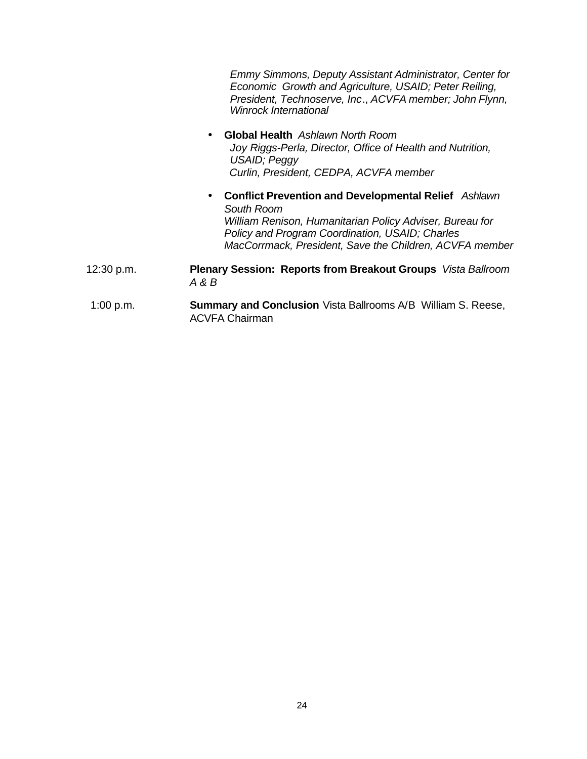*Emmy Simmons, Deputy Assistant Administrator, Center for Economic Growth and Agriculture, USAID; Peter Reiling, President, Technoserve, Inc*., *ACVFA member; John Flynn, Winrock International*

- **Global Health** *Ashlawn North Room*
  *Joy Riggs-Perla, Director, Office of Health and Nutrition, USAID; Peggy Curlin, President, CEDPA, ACVFA member*
- **Conflict Prevention and Developmental Relief** *Ashlawn South Room*
  *William Renison, Humanitarian Policy Adviser, Bureau for Policy and Program Coordination, USAID; Charles MacCorrmack, President, Save the Children, ACVFA member*

12:30 p.m. **Plenary Session: Reports from Breakout Groups** *Vista Ballroom A & B*

1:00 p.m. **Summary and Conclusion** Vista Ballrooms A/B William S. Reese, ACVFA Chairman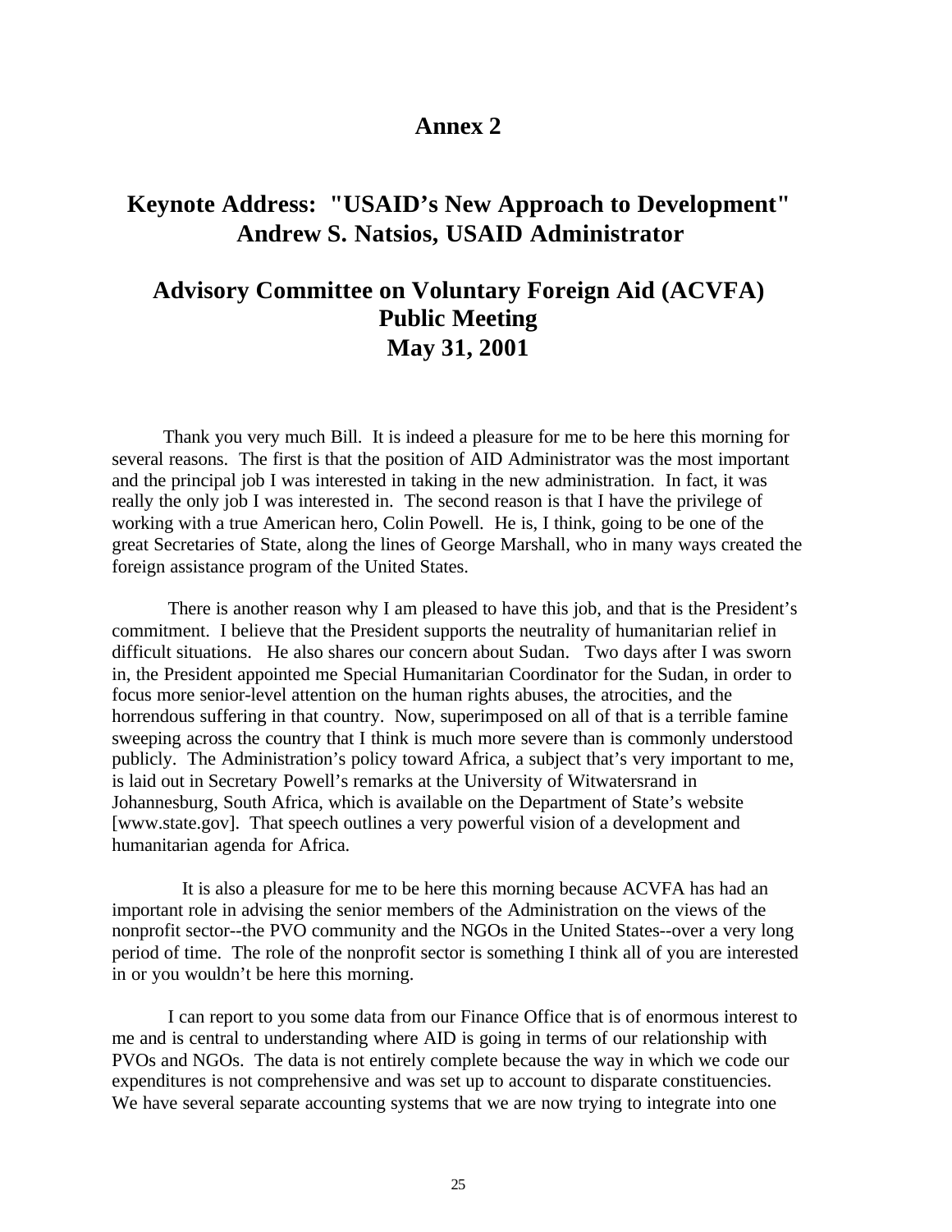# Annex 2

## Keynote Address: "USAID's New Approach to Development" Andrew S. Natsios, USAID Administrator

## Advisory Committee on Voluntary Foreign Aid (ACVFA) Public Meeting May 31, 2001

Thank you very much Bill. It is indeed a pleasure for me to be here this morning for several reasons. The first is that the position of AID Administrator was the most important and the principal job I was interested in taking in the new administration. In fact, it was really the only job I was interested in. The second reason is that I have the privilege of working with a true American hero, Colin Powell. He is, I think, going to be one of the great Secretaries of State, along the lines of George Marshall, who in many ways created the foreign assistance program of the United States.

There is another reason why I am pleased to have this job, and that is the President's commitment. I believe that the President supports the neutrality of humanitarian relief in difficult situations. He also shares our concern about Sudan. Two days after I was sworn in, the President appointed me Special Humanitarian Coordinator for the Sudan, in order to focus more senior-level attention on the human rights abuses, the atrocities, and the horrendous suffering in that country. Now, superimposed on all of that is a terrible famine sweeping across the country that I think is much more severe than is commonly understood publicly. The Administration's policy toward Africa, a subject that's very important to me, is laid out in Secretary Powell's remarks at the University of Witwatersrand in Johannesburg, South Africa, which is available on the Department of State's website [www.state.gov]. That speech outlines a very powerful vision of a development and humanitarian agenda for Africa.

It is also a pleasure for me to be here this morning because ACVFA has had an important role in advising the senior members of the Administration on the views of the nonprofit sector--the PVO community and the NGOs in the United States--over a very long period of time. The role of the nonprofit sector is something I think all of you are interested in or you wouldn't be here this morning.

I can report to you some data from our Finance Office that is of enormous interest to me and is central to understanding where AID is going in terms of our relationship with PVOs and NGOs. The data is not entirely complete because the way in which we code our expenditures is not comprehensive and was set up to account to disparate constituencies. We have several separate accounting systems that we are now trying to integrate into one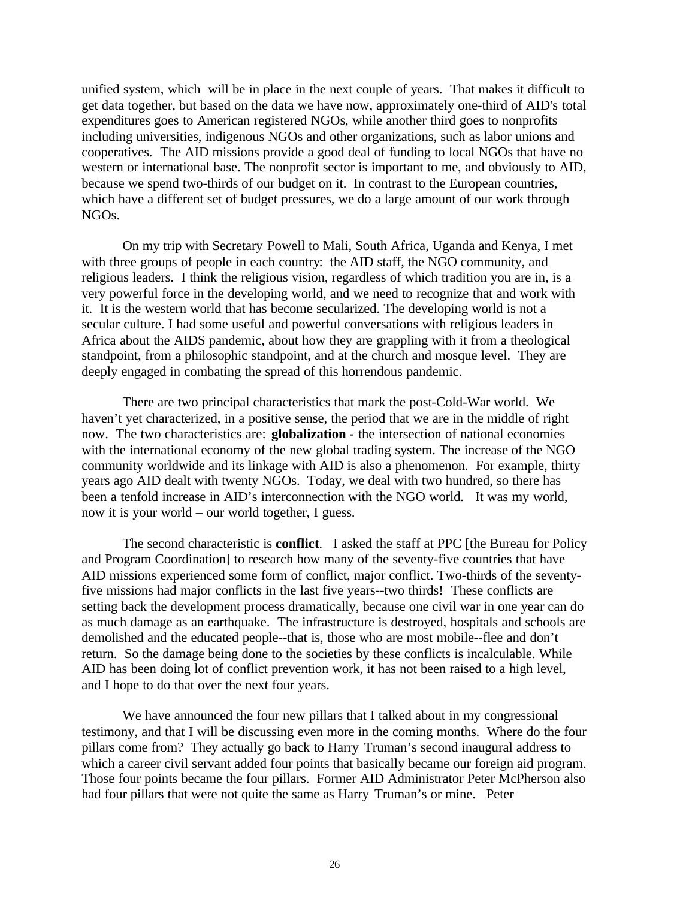unified system, which will be in place in the next couple of years. That makes it difficult to get data together, but based on the data we have now, approximately one-third of AID's total expenditures goes to American registered NGOs, while another third goes to nonprofits including universities, indigenous NGOs and other organizations, such as labor unions and cooperatives. The AID missions provide a good deal of funding to local NGOs that have no western or international base. The nonprofit sector is important to me, and obviously to AID, because we spend two-thirds of our budget on it. In contrast to the European countries, which have a different set of budget pressures, we do a large amount of our work through NGOs.

On my trip with Secretary Powell to Mali, South Africa, Uganda and Kenya, I met with three groups of people in each country: the AID staff, the NGO community, and religious leaders. I think the religious vision, regardless of which tradition you are in, is a very powerful force in the developing world, and we need to recognize that and work with it. It is the western world that has become secularized. The developing world is not a secular culture. I had some useful and powerful conversations with religious leaders in Africa about the AIDS pandemic, about how they are grappling with it from a theological standpoint, from a philosophic standpoint, and at the church and mosque level. They are deeply engaged in combating the spread of this horrendous pandemic.

There are two principal characteristics that mark the post-Cold-War world. We haven't yet characterized, in a positive sense, the period that we are in the middle of right now. The two characteristics are: **globalization -** the intersection of national economies with the international economy of the new global trading system. The increase of the NGO community worldwide and its linkage with AID is also a phenomenon. For example, thirty years ago AID dealt with twenty NGOs. Today, we deal with two hundred, so there has been a tenfold increase in AID's interconnection with the NGO world. It was my world, now it is your world – our world together, I guess.

The second characteristic is **conflict**. I asked the staff at PPC [the Bureau for Policy and Program Coordination] to research how many of the seventy-five countries that have AID missions experienced some form of conflict, major conflict. Two-thirds of the seventy-five missions had major conflicts in the last five years--two thirds! These conflicts are setting back the development process dramatically, because one civil war in one year can do as much damage as an earthquake. The infrastructure is destroyed, hospitals and schools are demolished and the educated people--that is, those who are most mobile--flee and don't return. So the damage being done to the societies by these conflicts is incalculable. While AID has been doing lot of conflict prevention work, it has not been raised to a high level, and I hope to do that over the next four years.

We have announced the four new pillars that I talked about in my congressional testimony, and that I will be discussing even more in the coming months. Where do the four pillars come from? They actually go back to Harry Truman's second inaugural address to which a career civil servant added four points that basically became our foreign aid program. Those four points became the four pillars. Former AID Administrator Peter McPherson also had four pillars that were not quite the same as Harry Truman's or mine. Peter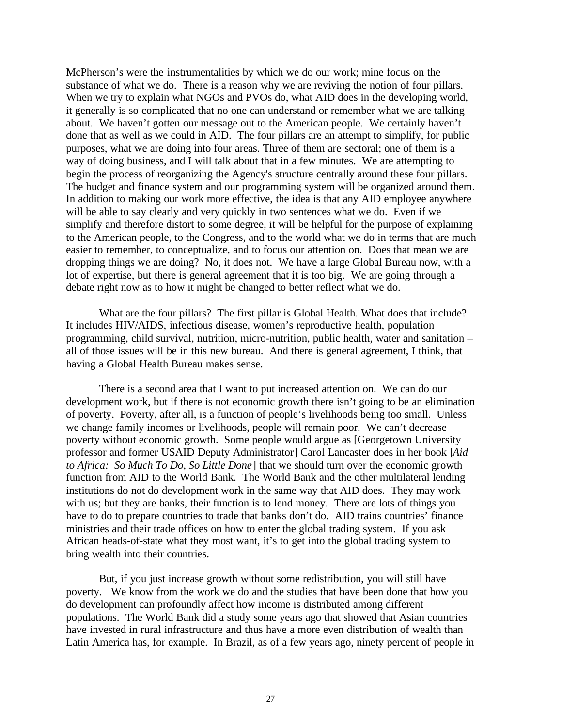McPherson's were the instrumentalities by which we do our work; mine focus on the substance of what we do. There is a reason why we are reviving the notion of four pillars. When we try to explain what NGOs and PVOs do, what AID does in the developing world, it generally is so complicated that no one can understand or remember what we are talking about. We haven't gotten our message out to the American people. We certainly haven't done that as well as we could in AID. The four pillars are an attempt to simplify, for public purposes, what we are doing into four areas. Three of them are sectoral; one of them is a way of doing business, and I will talk about that in a few minutes. We are attempting to begin the process of reorganizing the Agency's structure centrally around these four pillars. The budget and finance system and our programming system will be organized around them. In addition to making our work more effective, the idea is that any AID employee anywhere will be able to say clearly and very quickly in two sentences what we do. Even if we simplify and therefore distort to some degree, it will be helpful for the purpose of explaining to the American people, to the Congress, and to the world what we do in terms that are much easier to remember, to conceptualize, and to focus our attention on. Does that mean we are dropping things we are doing? No, it does not. We have a large Global Bureau now, with a lot of expertise, but there is general agreement that it is too big. We are going through a debate right now as to how it might be changed to better reflect what we do.

What are the four pillars? The first pillar is Global Health. What does that include? It includes HIV/AIDS, infectious disease, women's reproductive health, population programming, child survival, nutrition, micro-nutrition, public health, water and sanitation – all of those issues will be in this new bureau. And there is general agreement, I think, that having a Global Health Bureau makes sense.

There is a second area that I want to put increased attention on. We can do our development work, but if there is not economic growth there isn't going to be an elimination of poverty. Poverty, after all, is a function of people's livelihoods being too small. Unless we change family incomes or livelihoods, people will remain poor. We can't decrease poverty without economic growth. Some people would argue as [Georgetown University professor and former USAID Deputy Administrator] Carol Lancaster does in her book [*Aid to Africa: So Much To Do, So Little Done*] that we should turn over the economic growth function from AID to the World Bank. The World Bank and the other multilateral lending institutions do not do development work in the same way that AID does. They may work with us; but they are banks, their function is to lend money. There are lots of things you have to do to prepare countries to trade that banks don't do. AID trains countries' finance ministries and their trade offices on how to enter the global trading system. If you ask African heads-of-state what they most want, it's to get into the global trading system to bring wealth into their countries.

But, if you just increase growth without some redistribution, you will still have poverty. We know from the work we do and the studies that have been done that how you do development can profoundly affect how income is distributed among different populations. The World Bank did a study some years ago that showed that Asian countries have invested in rural infrastructure and thus have a more even distribution of wealth than Latin America has, for example. In Brazil, as of a few years ago, ninety percent of people in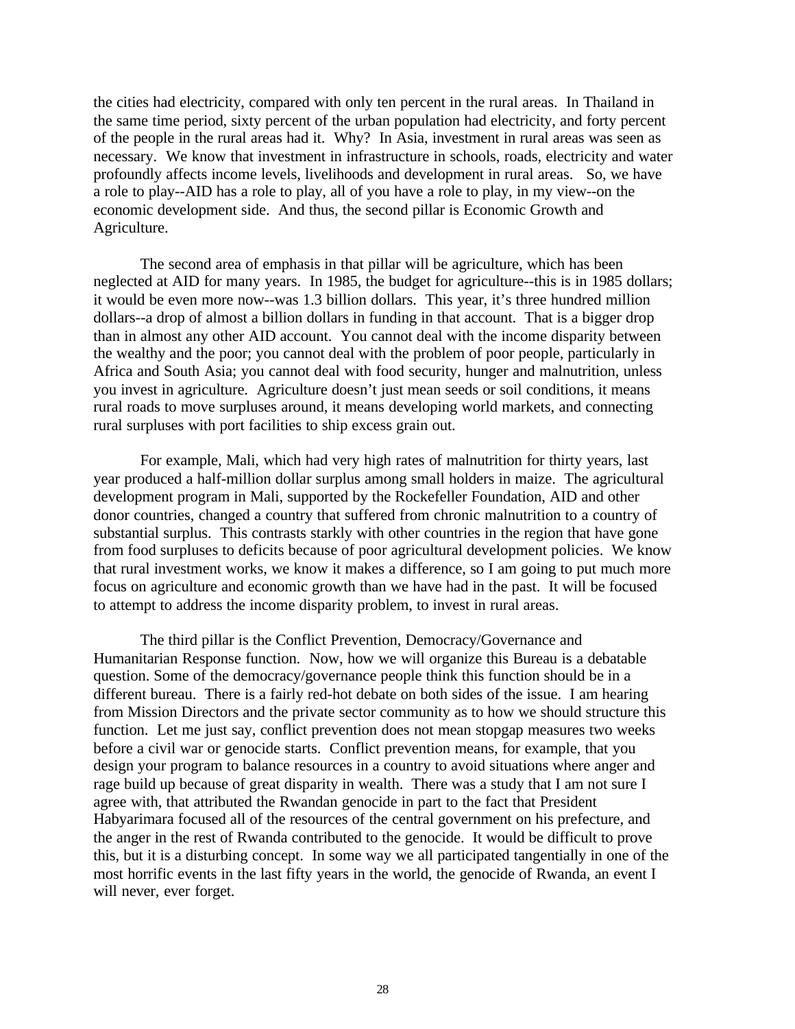the cities had electricity, compared with only ten percent in the rural areas. In Thailand in the same time period, sixty percent of the urban population had electricity, and forty percent of the people in the rural areas had it. Why? In Asia, investment in rural areas was seen as necessary. We know that investment in infrastructure in schools, roads, electricity and water profoundly affects income levels, livelihoods and development in rural areas. So, we have a role to play--AID has a role to play, all of you have a role to play, in my view--on the economic development side. And thus, the second pillar is Economic Growth and Agriculture.

The second area of emphasis in that pillar will be agriculture, which has been neglected at AID for many years. In 1985, the budget for agriculture--this is in 1985 dollars; it would be even more now--was 1.3 billion dollars. This year, it's three hundred million dollars--a drop of almost a billion dollars in funding in that account. That is a bigger drop than in almost any other AID account. You cannot deal with the income disparity between the wealthy and the poor; you cannot deal with the problem of poor people, particularly in Africa and South Asia; you cannot deal with food security, hunger and malnutrition, unless you invest in agriculture. Agriculture doesn't just mean seeds or soil conditions, it means rural roads to move surpluses around, it means developing world markets, and connecting rural surpluses with port facilities to ship excess grain out.

For example, Mali, which had very high rates of malnutrition for thirty years, last year produced a half-million dollar surplus among small holders in maize. The agricultural development program in Mali, supported by the Rockefeller Foundation, AID and other donor countries, changed a country that suffered from chronic malnutrition to a country of substantial surplus. This contrasts starkly with other countries in the region that have gone from food surpluses to deficits because of poor agricultural development policies. We know that rural investment works, we know it makes a difference, so I am going to put much more focus on agriculture and economic growth than we have had in the past. It will be focused to attempt to address the income disparity problem, to invest in rural areas.

The third pillar is the Conflict Prevention, Democracy/Governance and Humanitarian Response function. Now, how we will organize this Bureau is a debatable question. Some of the democracy/governance people think this function should be in a different bureau. There is a fairly red-hot debate on both sides of the issue. I am hearing from Mission Directors and the private sector community as to how we should structure this function. Let me just say, conflict prevention does not mean stopgap measures two weeks before a civil war or genocide starts. Conflict prevention means, for example, that you design your program to balance resources in a country to avoid situations where anger and rage build up because of great disparity in wealth. There was a study that I am not sure I agree with, that attributed the Rwandan genocide in part to the fact that President Habyarimara focused all of the resources of the central government on his prefecture, and the anger in the rest of Rwanda contributed to the genocide. It would be difficult to prove this, but it is a disturbing concept. In some way we all participated tangentially in one of the most horrific events in the last fifty years in the world, the genocide of Rwanda, an event I will never, ever forget.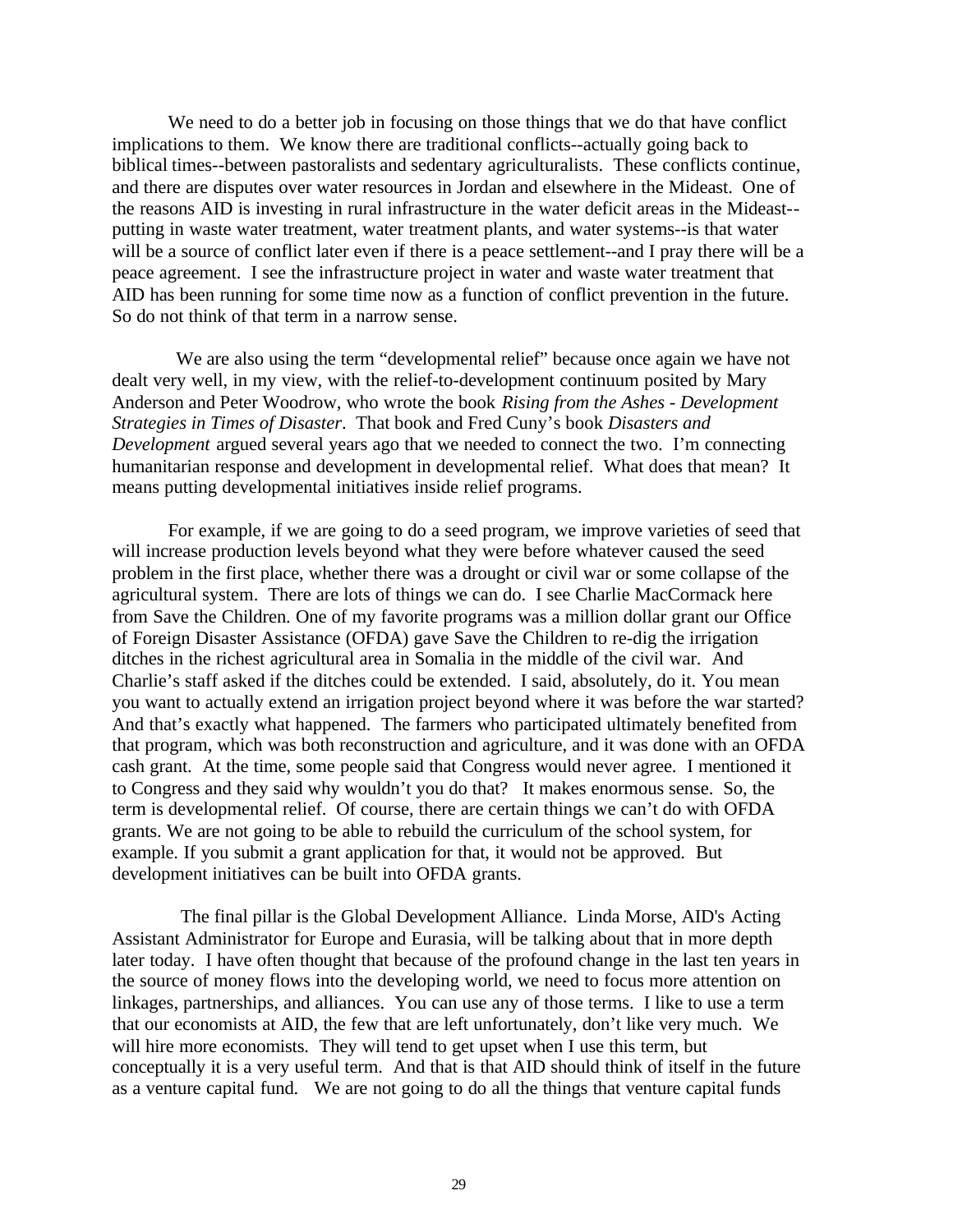We need to do a better job in focusing on those things that we do that have conflict implications to them. We know there are traditional conflicts--actually going back to biblical times--between pastoralists and sedentary agriculturalists. These conflicts continue, and there are disputes over water resources in Jordan and elsewhere in the Mideast. One of the reasons AID is investing in rural infrastructure in the water deficit areas in the Mideast--putting in waste water treatment, water treatment plants, and water systems--is that water will be a source of conflict later even if there is a peace settlement--and I pray there will be a peace agreement. I see the infrastructure project in water and waste water treatment that AID has been running for some time now as a function of conflict prevention in the future. So do not think of that term in a narrow sense.

We are also using the term "developmental relief" because once again we have not dealt very well, in my view, with the relief-to-development continuum posited by Mary Anderson and Peter Woodrow, who wrote the book *Rising from the Ashes - Development Strategies in Times of Disaster*. That book and Fred Cuny's book *Disasters and Development* argued several years ago that we needed to connect the two. I'm connecting humanitarian response and development in developmental relief. What does that mean? It means putting developmental initiatives inside relief programs.

For example, if we are going to do a seed program, we improve varieties of seed that will increase production levels beyond what they were before whatever caused the seed problem in the first place, whether there was a drought or civil war or some collapse of the agricultural system. There are lots of things we can do. I see Charlie MacCormack here from Save the Children. One of my favorite programs was a million dollar grant our Office of Foreign Disaster Assistance (OFDA) gave Save the Children to re-dig the irrigation ditches in the richest agricultural area in Somalia in the middle of the civil war. And Charlie's staff asked if the ditches could be extended. I said, absolutely, do it. You mean you want to actually extend an irrigation project beyond where it was before the war started? And that's exactly what happened. The farmers who participated ultimately benefited from that program, which was both reconstruction and agriculture, and it was done with an OFDA cash grant. At the time, some people said that Congress would never agree. I mentioned it to Congress and they said why wouldn't you do that? It makes enormous sense. So, the term is developmental relief. Of course, there are certain things we can't do with OFDA grants. We are not going to be able to rebuild the curriculum of the school system, for example. If you submit a grant application for that, it would not be approved. But development initiatives can be built into OFDA grants.

The final pillar is the Global Development Alliance. Linda Morse, AID's Acting Assistant Administrator for Europe and Eurasia, will be talking about that in more depth later today. I have often thought that because of the profound change in the last ten years in the source of money flows into the developing world, we need to focus more attention on linkages, partnerships, and alliances. You can use any of those terms. I like to use a term that our economists at AID, the few that are left unfortunately, don't like very much. We will hire more economists. They will tend to get upset when I use this term, but conceptually it is a very useful term. And that is that AID should think of itself in the future as a venture capital fund. We are not going to do all the things that venture capital funds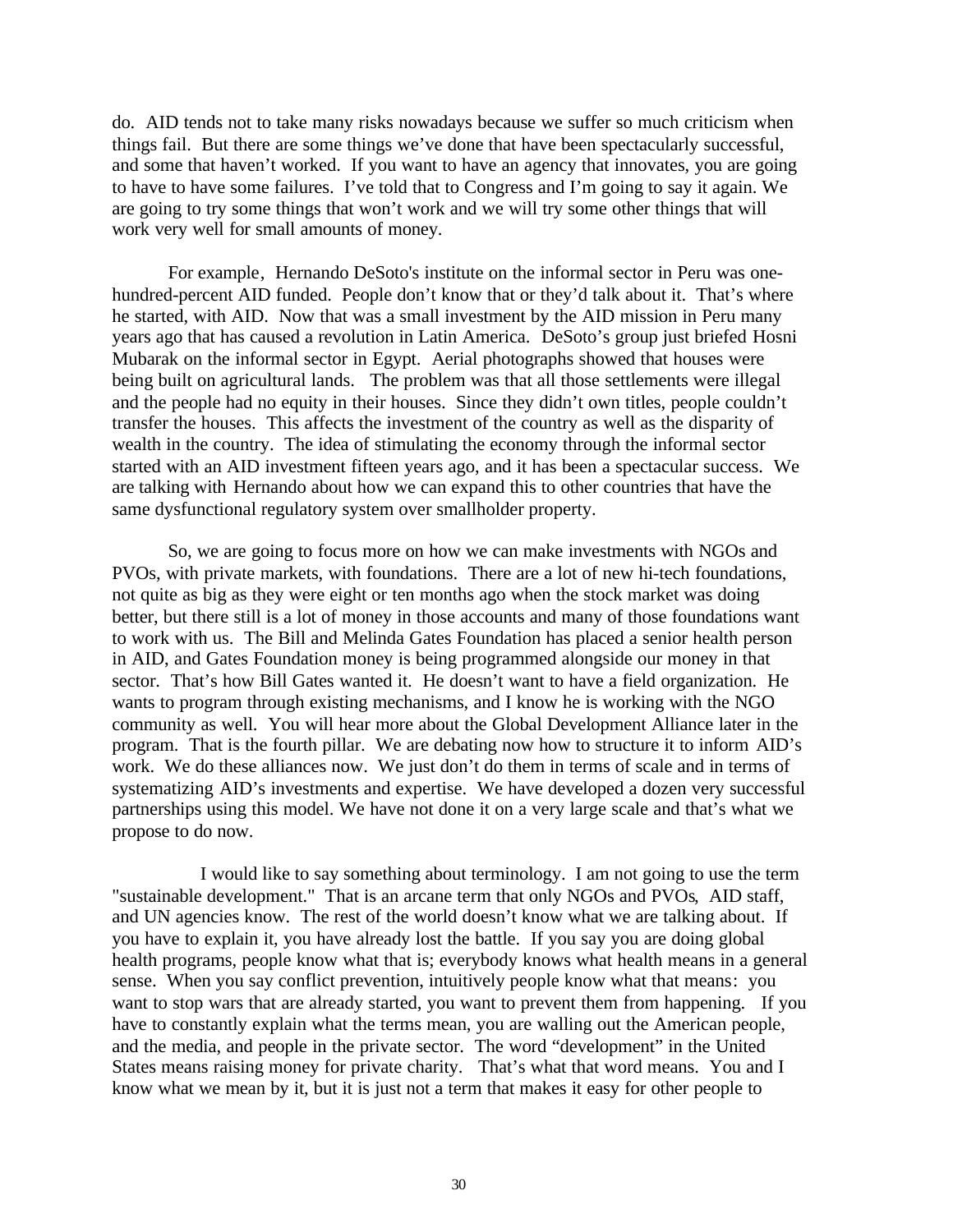do. AID tends not to take many risks nowadays because we suffer so much criticism when things fail. But there are some things we've done that have been spectacularly successful, and some that haven't worked. If you want to have an agency that innovates, you are going to have to have some failures. I've told that to Congress and I'm going to say it again. We are going to try some things that won't work and we will try some other things that will work very well for small amounts of money.

For example, Hernando DeSoto's institute on the informal sector in Peru was one-hundred-percent AID funded. People don't know that or they'd talk about it. That's where he started, with AID. Now that was a small investment by the AID mission in Peru many years ago that has caused a revolution in Latin America. DeSoto's group just briefed Hosni Mubarak on the informal sector in Egypt. Aerial photographs showed that houses were being built on agricultural lands. The problem was that all those settlements were illegal and the people had no equity in their houses. Since they didn't own titles, people couldn't transfer the houses. This affects the investment of the country as well as the disparity of wealth in the country. The idea of stimulating the economy through the informal sector started with an AID investment fifteen years ago, and it has been a spectacular success. We are talking with Hernando about how we can expand this to other countries that have the same dysfunctional regulatory system over smallholder property.

So, we are going to focus more on how we can make investments with NGOs and PVOs, with private markets, with foundations. There are a lot of new hi-tech foundations, not quite as big as they were eight or ten months ago when the stock market was doing better, but there still is a lot of money in those accounts and many of those foundations want to work with us. The Bill and Melinda Gates Foundation has placed a senior health person in AID, and Gates Foundation money is being programmed alongside our money in that sector. That's how Bill Gates wanted it. He doesn't want to have a field organization. He wants to program through existing mechanisms, and I know he is working with the NGO community as well. You will hear more about the Global Development Alliance later in the program. That is the fourth pillar. We are debating now how to structure it to inform AID's work. We do these alliances now. We just don't do them in terms of scale and in terms of systematizing AID's investments and expertise. We have developed a dozen very successful partnerships using this model. We have not done it on a very large scale and that's what we propose to do now.

I would like to say something about terminology. I am not going to use the term "sustainable development." That is an arcane term that only NGOs and PVOs, AID staff, and UN agencies know. The rest of the world doesn't know what we are talking about. If you have to explain it, you have already lost the battle. If you say you are doing global health programs, people know what that is; everybody knows what health means in a general sense. When you say conflict prevention, intuitively people know what that means: you want to stop wars that are already started, you want to prevent them from happening. If you have to constantly explain what the terms mean, you are walling out the American people, and the media, and people in the private sector. The word "development" in the United States means raising money for private charity. That's what that word means. You and I know what we mean by it, but it is just not a term that makes it easy for other people to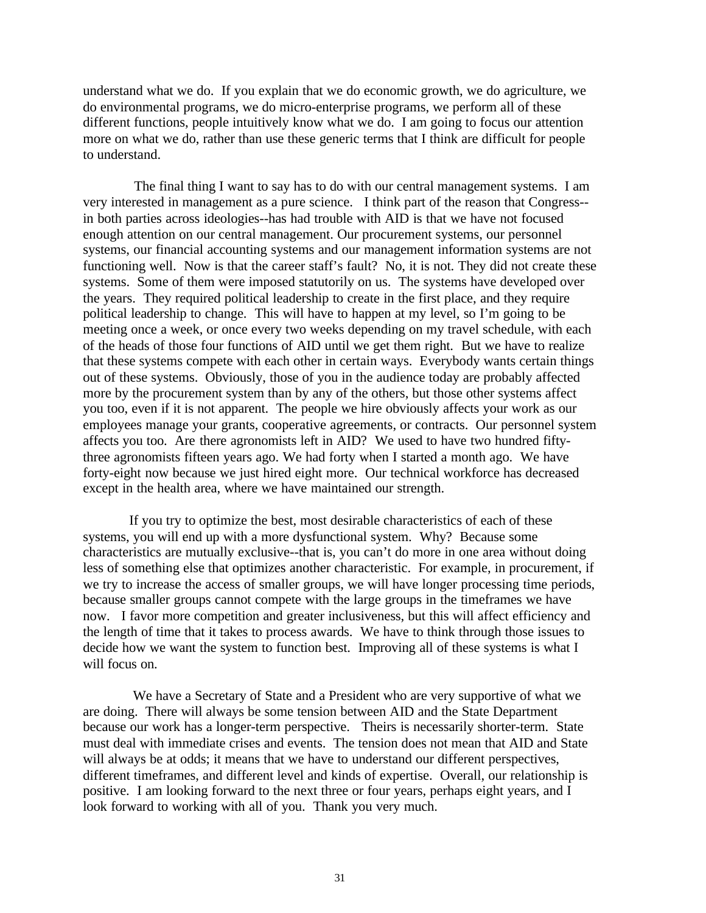understand what we do. If you explain that we do economic growth, we do agriculture, we do environmental programs, we do micro-enterprise programs, we perform all of these different functions, people intuitively know what we do. I am going to focus our attention more on what we do, rather than use these generic terms that I think are difficult for people to understand.

The final thing I want to say has to do with our central management systems. I am very interested in management as a pure science. I think part of the reason that Congress--in both parties across ideologies--has had trouble with AID is that we have not focused enough attention on our central management. Our procurement systems, our personnel systems, our financial accounting systems and our management information systems are not functioning well. Now is that the career staff's fault? No, it is not. They did not create these systems. Some of them were imposed statutorily on us. The systems have developed over the years. They required political leadership to create in the first place, and they require political leadership to change. This will have to happen at my level, so I'm going to be meeting once a week, or once every two weeks depending on my travel schedule, with each of the heads of those four functions of AID until we get them right. But we have to realize that these systems compete with each other in certain ways. Everybody wants certain things out of these systems. Obviously, those of you in the audience today are probably affected more by the procurement system than by any of the others, but those other systems affect you too, even if it is not apparent. The people we hire obviously affects your work as our employees manage your grants, cooperative agreements, or contracts. Our personnel system affects you too. Are there agronomists left in AID? We used to have two hundred fifty-three agronomists fifteen years ago. We had forty when I started a month ago. We have forty-eight now because we just hired eight more. Our technical workforce has decreased except in the health area, where we have maintained our strength.

If you try to optimize the best, most desirable characteristics of each of these systems, you will end up with a more dysfunctional system. Why? Because some characteristics are mutually exclusive--that is, you can't do more in one area without doing less of something else that optimizes another characteristic. For example, in procurement, if we try to increase the access of smaller groups, we will have longer processing time periods, because smaller groups cannot compete with the large groups in the timeframes we have now. I favor more competition and greater inclusiveness, but this will affect efficiency and the length of time that it takes to process awards. We have to think through those issues to decide how we want the system to function best. Improving all of these systems is what I will focus on.

We have a Secretary of State and a President who are very supportive of what we are doing. There will always be some tension between AID and the State Department because our work has a longer-term perspective. Theirs is necessarily shorter-term. State must deal with immediate crises and events. The tension does not mean that AID and State will always be at odds; it means that we have to understand our different perspectives, different timeframes, and different level and kinds of expertise. Overall, our relationship is positive. I am looking forward to the next three or four years, perhaps eight years, and I look forward to working with all of you. Thank you very much.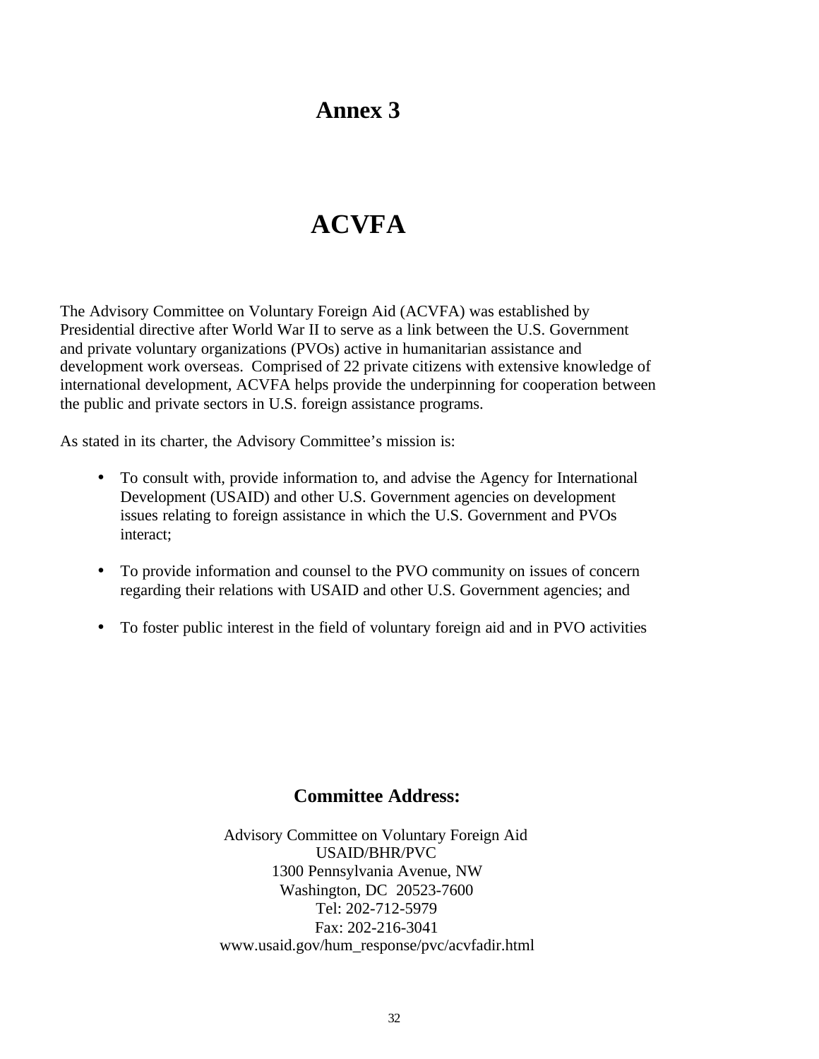# Annex 3

# ACVFA

The Advisory Committee on Voluntary Foreign Aid (ACVFA) was established by Presidential directive after World War II to serve as a link between the U.S. Government and private voluntary organizations (PVOs) active in humanitarian assistance and development work overseas. Comprised of 22 private citizens with extensive knowledge of international development, ACVFA helps provide the underpinning for cooperation between the public and private sectors in U.S. foreign assistance programs.

As stated in its charter, the Advisory Committee's mission is:

- To consult with, provide information to, and advise the Agency for International Development (USAID) and other U.S. Government agencies on development issues relating to foreign assistance in which the U.S. Government and PVOs interact;
- To provide information and counsel to the PVO community on issues of concern regarding their relations with USAID and other U.S. Government agencies; and
- To foster public interest in the field of voluntary foreign aid and in PVO activities

## Committee Address:

Advisory Committee on Voluntary Foreign Aid
USAID/BHR/PVC
1300 Pennsylvania Avenue, NW
Washington, DC 20523-7600
Tel: 202-712-5979
Fax: 202-216-3041
www.usaid.gov/hum_response/pvc/acvfadir.html